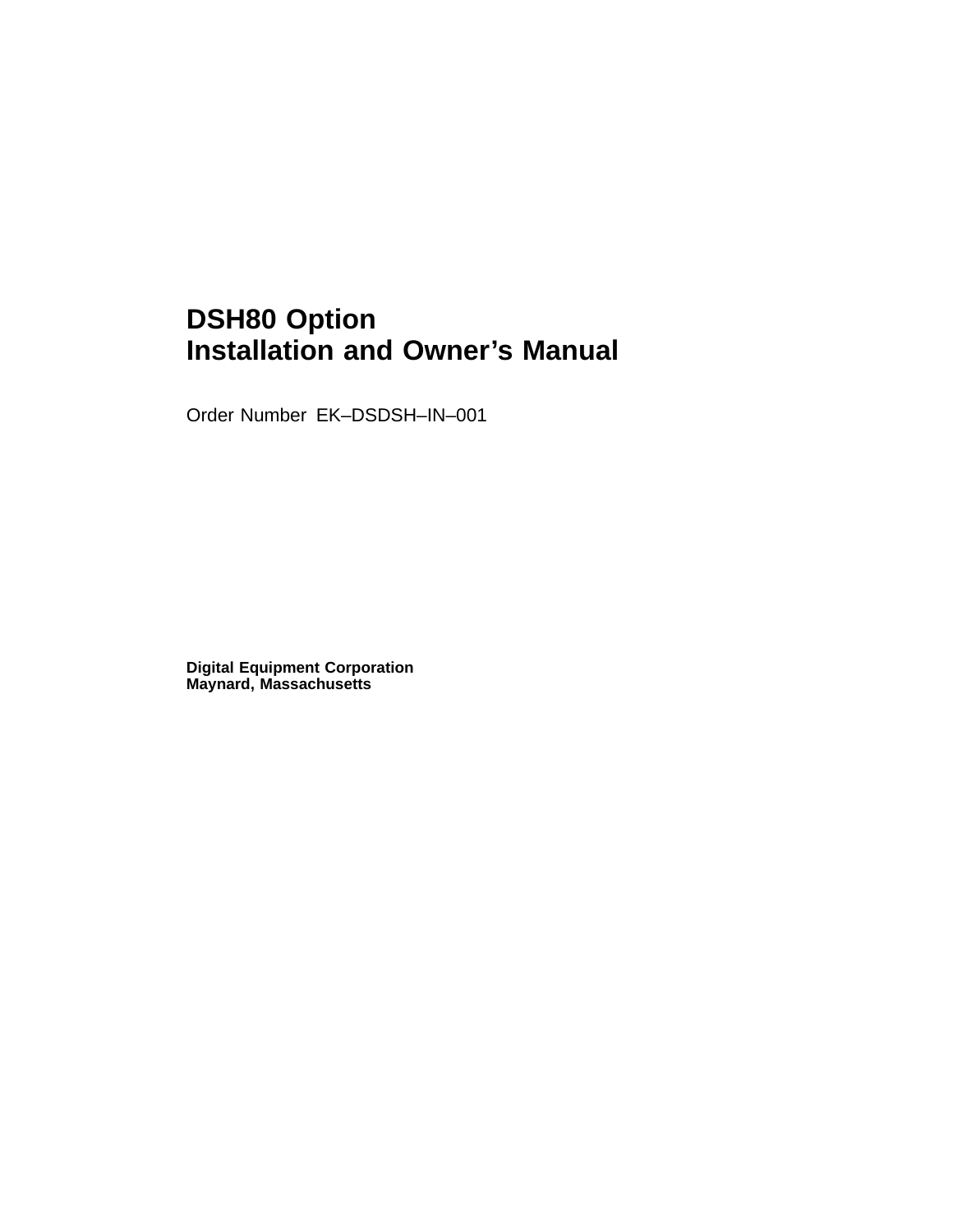# DSH80 Option
# Installation and Owner’s Manual

Order Number EK–DSDSH–IN–001

**Digital Equipment Corporation**
**Maynard, Massachusetts**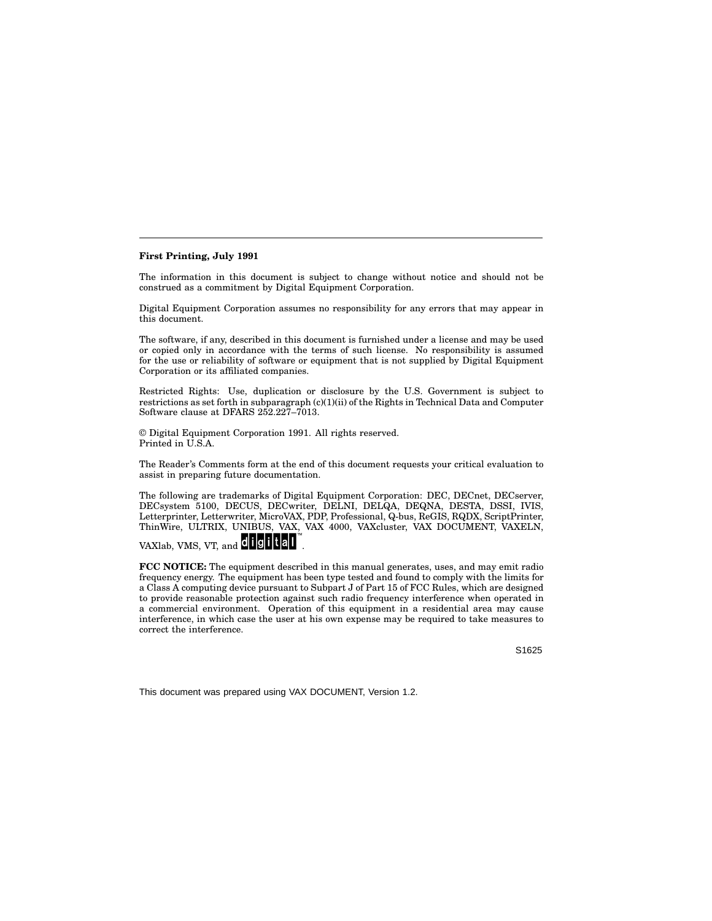**First Printing, July 1991**

The information in this document is subject to change without notice and should not be construed as a commitment by Digital Equipment Corporation.

Digital Equipment Corporation assumes no responsibility for any errors that may appear in this document.

The software, if any, described in this document is furnished under a license and may be used or copied only in accordance with the terms of such license. No responsibility is assumed for the use or reliability of software or equipment that is not supplied by Digital Equipment Corporation or its affiliated companies.

Restricted Rights: Use, duplication or disclosure by the U.S. Government is subject to restrictions as set forth in subparagraph (c)(1)(ii) of the Rights in Technical Data and Computer Software clause at DFARS 252.227–7013.

© Digital Equipment Corporation 1991. All rights reserved.
Printed in U.S.A.

The Reader's Comments form at the end of this document requests your critical evaluation to assist in preparing future documentation.

The following are trademarks of Digital Equipment Corporation: DEC, DECnet, DECserver, DECsystem 5100, DECUS, DECwriter, DELNI, DELQA, DEQNA, DESTA, DSSI, IVIS, Letterprinter, Letterwriter, MicroVAX, PDP, Professional, Q-bus, ReGIS, RQDX, ScriptPrinter, ThinWire, ULTRIX, UNIBUS, VAX, VAX 4000, VAXcluster, VAX DOCUMENT, VAXELN, VAXlab, VMS, VT, and digital™.

**FCC NOTICE:** The equipment described in this manual generates, uses, and may emit radio frequency energy. The equipment has been type tested and found to comply with the limits for a Class A computing device pursuant to Subpart J of Part 15 of FCC Rules, which are designed to provide reasonable protection against such radio frequency interference when operated in a commercial environment. Operation of this equipment in a residential area may cause interference, in which case the user at his own expense may be required to take measures to correct the interference.

S1625

This document was prepared using VAX DOCUMENT, Version 1.2.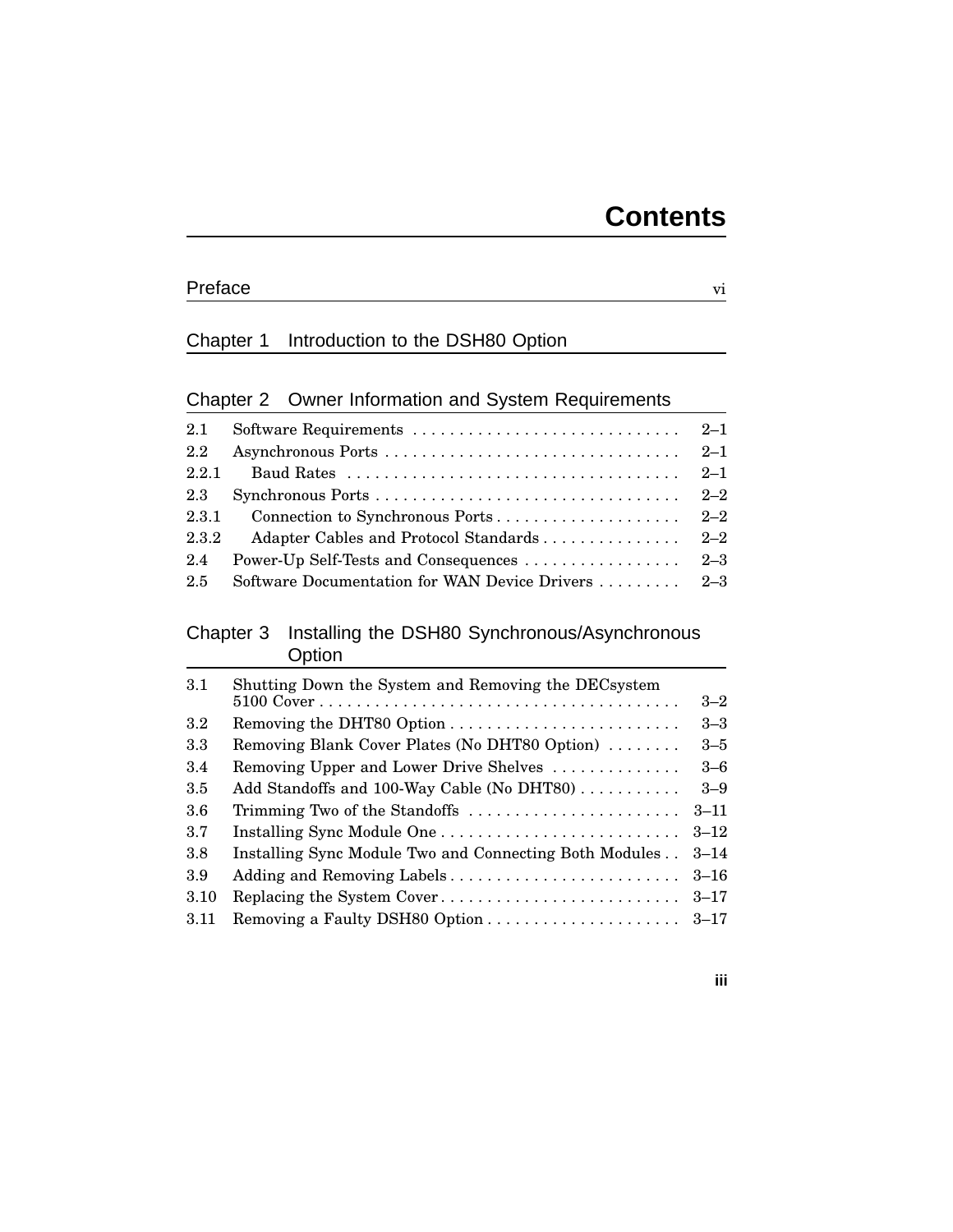# Contents

**Preface** vi

## Chapter 1 Introduction to the DSH80 Option

## Chapter 2 Owner Information and System Requirements

| | | |
|---|---|---|
| 2.1 | Software Requirements | 2–1 |
| 2.2 | Asynchronous Ports | 2–1 |
| 2.2.1 | Baud Rates | 2–1 |
| 2.3 | Synchronous Ports | 2–2 |
| 2.3.1 | Connection to Synchronous Ports | 2–2 |
| 2.3.2 | Adapter Cables and Protocol Standards | 2–2 |
| 2.4 | Power-Up Self-Tests and Consequences | 2–3 |
| 2.5 | Software Documentation for WAN Device Drivers | 2–3 |

## Chapter 3 Installing the DSH80 Synchronous/Asynchronous Option

| | | |
|---|---|---|
| 3.1 | Shutting Down the System and Removing the DECsystem 5100 Cover | 3–2 |
| 3.2 | Removing the DHT80 Option | 3–3 |
| 3.3 | Removing Blank Cover Plates (No DHT80 Option) | 3–5 |
| 3.4 | Removing Upper and Lower Drive Shelves | 3–6 |
| 3.5 | Add Standoffs and 100-Way Cable (No DHT80) | 3–9 |
| 3.6 | Trimming Two of the Standoffs | 3–11 |
| 3.7 | Installing Sync Module One | 3–12 |
| 3.8 | Installing Sync Module Two and Connecting Both Modules | 3–14 |
| 3.9 | Adding and Removing Labels | 3–16 |
| 3.10 | Replacing the System Cover | 3–17 |
| 3.11 | Removing a Faulty DSH80 Option | 3–17 |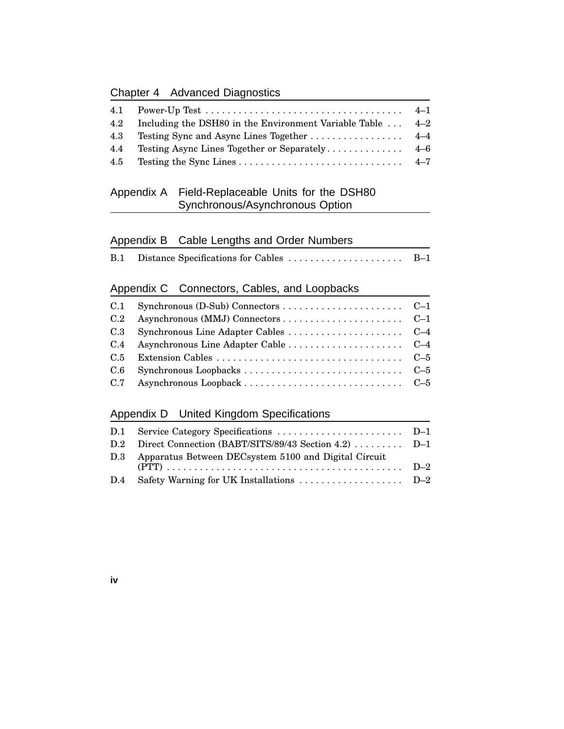## Chapter 4 Advanced Diagnostics

| | | |
|---|---|---|
| 4.1 | Power-Up Test | 4–1 |
| 4.2 | Including the DSH80 in the Environment Variable Table | 4–2 |
| 4.3 | Testing Sync and Async Lines Together | 4–4 |
| 4.4 | Testing Async Lines Together or Separately | 4–6 |
| 4.5 | Testing the Sync Lines | 4–7 |

## Appendix A Field-Replaceable Units for the DSH80 Synchronous/Asynchronous Option

## Appendix B Cable Lengths and Order Numbers

| | | |
|---|---|---|
| B.1 | Distance Specifications for Cables | B–1 |

## Appendix C Connectors, Cables, and Loopbacks

| | | |
|---|---|---|
| C.1 | Synchronous (D-Sub) Connectors | C–1 |
| C.2 | Asynchronous (MMJ) Connectors | C–1 |
| C.3 | Synchronous Line Adapter Cables | C–4 |
| C.4 | Asynchronous Line Adapter Cable | C–4 |
| C.5 | Extension Cables | C–5 |
| C.6 | Synchronous Loopbacks | C–5 |
| C.7 | Asynchronous Loopback | C–5 |

## Appendix D United Kingdom Specifications

| | | |
|---|---|---|
| D.1 | Service Category Specifications | D–1 |
| D.2 | Direct Connection (BABT/SITS/89/43 Section 4.2) | D–1 |
| D.3 | Apparatus Between DECsystem 5100 and Digital Circuit (PTT) | D–2 |
| D.4 | Safety Warning for UK Installations | D–2 |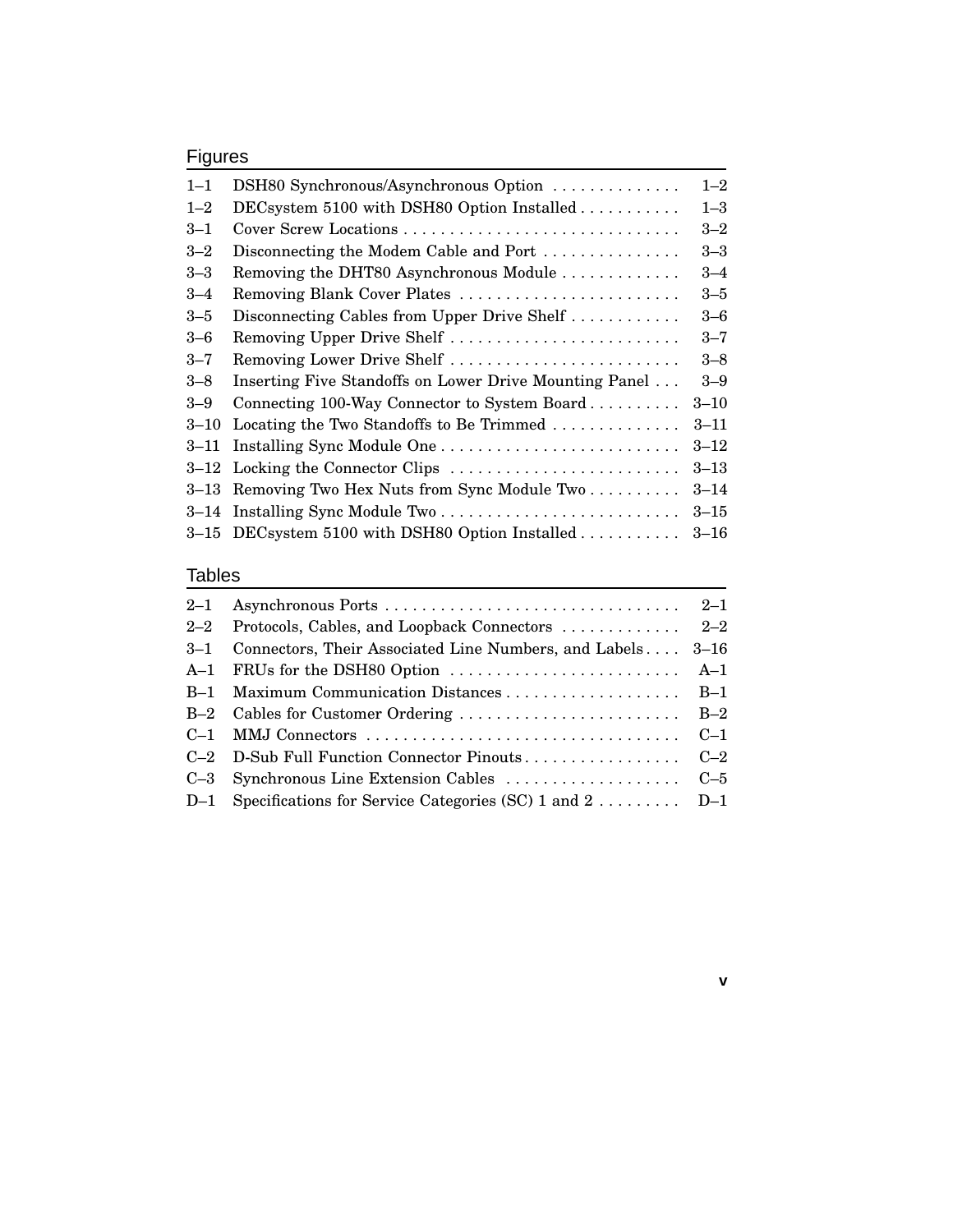## Figures

| | | |
|---|---|---|
| 1–1 | DSH80 Synchronous/Asynchronous Option | 1–2 |
| 1–2 | DECsystem 5100 with DSH80 Option Installed | 1–3 |
| 3–1 | Cover Screw Locations | 3–2 |
| 3–2 | Disconnecting the Modem Cable and Port | 3–3 |
| 3–3 | Removing the DHT80 Asynchronous Module | 3–4 |
| 3–4 | Removing Blank Cover Plates | 3–5 |
| 3–5 | Disconnecting Cables from Upper Drive Shelf | 3–6 |
| 3–6 | Removing Upper Drive Shelf | 3–7 |
| 3–7 | Removing Lower Drive Shelf | 3–8 |
| 3–8 | Inserting Five Standoffs on Lower Drive Mounting Panel | 3–9 |
| 3–9 | Connecting 100-Way Connector to System Board | 3–10 |
| 3–10 | Locating the Two Standoffs to Be Trimmed | 3–11 |
| 3–11 | Installing Sync Module One | 3–12 |
| 3–12 | Locking the Connector Clips | 3–13 |
| 3–13 | Removing Two Hex Nuts from Sync Module Two | 3–14 |
| 3–14 | Installing Sync Module Two | 3–15 |
| 3–15 | DECsystem 5100 with DSH80 Option Installed | 3–16 |

## Tables

| | | |
|---|---|---|
| 2–1 | Asynchronous Ports | 2–1 |
| 2–2 | Protocols, Cables, and Loopback Connectors | 2–2 |
| 3–1 | Connectors, Their Associated Line Numbers, and Labels | 3–16 |
| A–1 | FRUs for the DSH80 Option | A–1 |
| B–1 | Maximum Communication Distances | B–1 |
| B–2 | Cables for Customer Ordering | B–2 |
| C–1 | MMJ Connectors | C–1 |
| C–2 | D-Sub Full Function Connector Pinouts | C–2 |
| C–3 | Synchronous Line Extension Cables | C–5 |
| D–1 | Specifications for Service Categories (SC) 1 and 2 | D–1 |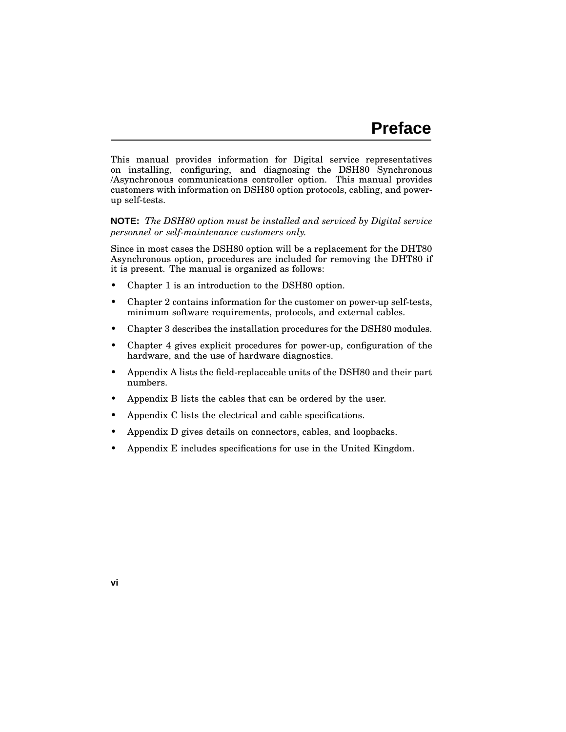# Preface

This manual provides information for Digital service representatives on installing, configuring, and diagnosing the DSH80 Synchronous /Asynchronous communications controller option. This manual provides customers with information on DSH80 option protocols, cabling, and power-up self-tests.

**NOTE:** *The DSH80 option must be installed and serviced by Digital service personnel or self-maintenance customers only.*

Since in most cases the DSH80 option will be a replacement for the DHT80 Asynchronous option, procedures are included for removing the DHT80 if it is present. The manual is organized as follows:

- Chapter 1 is an introduction to the DSH80 option.
- Chapter 2 contains information for the customer on power-up self-tests, minimum software requirements, protocols, and external cables.
- Chapter 3 describes the installation procedures for the DSH80 modules.
- Chapter 4 gives explicit procedures for power-up, configuration of the hardware, and the use of hardware diagnostics.
- Appendix A lists the field-replaceable units of the DSH80 and their part numbers.
- Appendix B lists the cables that can be ordered by the user.
- Appendix C lists the electrical and cable specifications.
- Appendix D gives details on connectors, cables, and loopbacks.
- Appendix E includes specifications for use in the United Kingdom.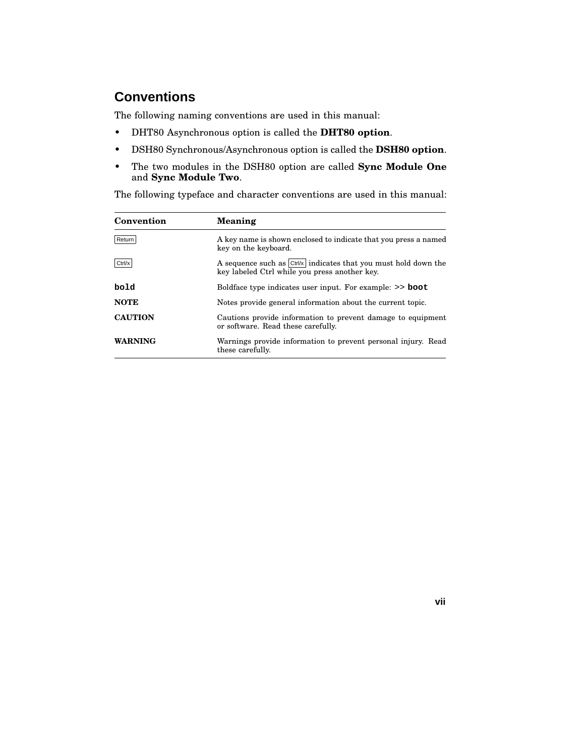## Conventions

The following naming conventions are used in this manual:

- DHT80 Asynchronous option is called the **DHT80 option**.
- DSH80 Synchronous/Asynchronous option is called the **DSH80 option**.
- The two modules in the DSH80 option are called **Sync Module One** and **Sync Module Two**.

The following typeface and character conventions are used in this manual:

| Convention | Meaning |
|---|---|
| Return | A key name is shown enclosed to indicate that you press a named key on the keyboard. |
| Ctrl/x | A sequence such as Ctrl/x indicates that you must hold down the key labeled Ctrl while you press another key. |
| **bold** | Boldface type indicates user input. For example: >> **boot** |
| **NOTE** | Notes provide general information about the current topic. |
| **CAUTION** | Cautions provide information to prevent damage to equipment or software. Read these carefully. |
| **WARNING** | Warnings provide information to prevent personal injury. Read these carefully. |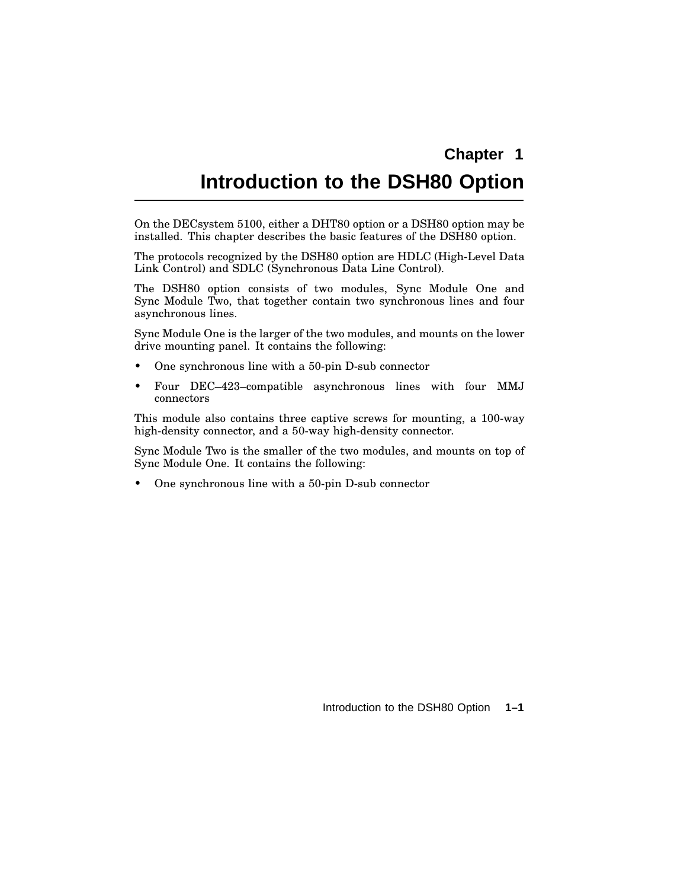# Chapter 1

# Introduction to the DSH80 Option

On the DECsystem 5100, either a DHT80 option or a DSH80 option may be installed. This chapter describes the basic features of the DSH80 option.

The protocols recognized by the DSH80 option are HDLC (High-Level Data Link Control) and SDLC (Synchronous Data Line Control).

The DSH80 option consists of two modules, Sync Module One and Sync Module Two, that together contain two synchronous lines and four asynchronous lines.

Sync Module One is the larger of the two modules, and mounts on the lower drive mounting panel. It contains the following:

- One synchronous line with a 50-pin D-sub connector
- Four DEC–423–compatible asynchronous lines with four MMJ connectors

This module also contains three captive screws for mounting, a 100-way high-density connector, and a 50-way high-density connector.

Sync Module Two is the smaller of the two modules, and mounts on top of Sync Module One. It contains the following:

- One synchronous line with a 50-pin D-sub connector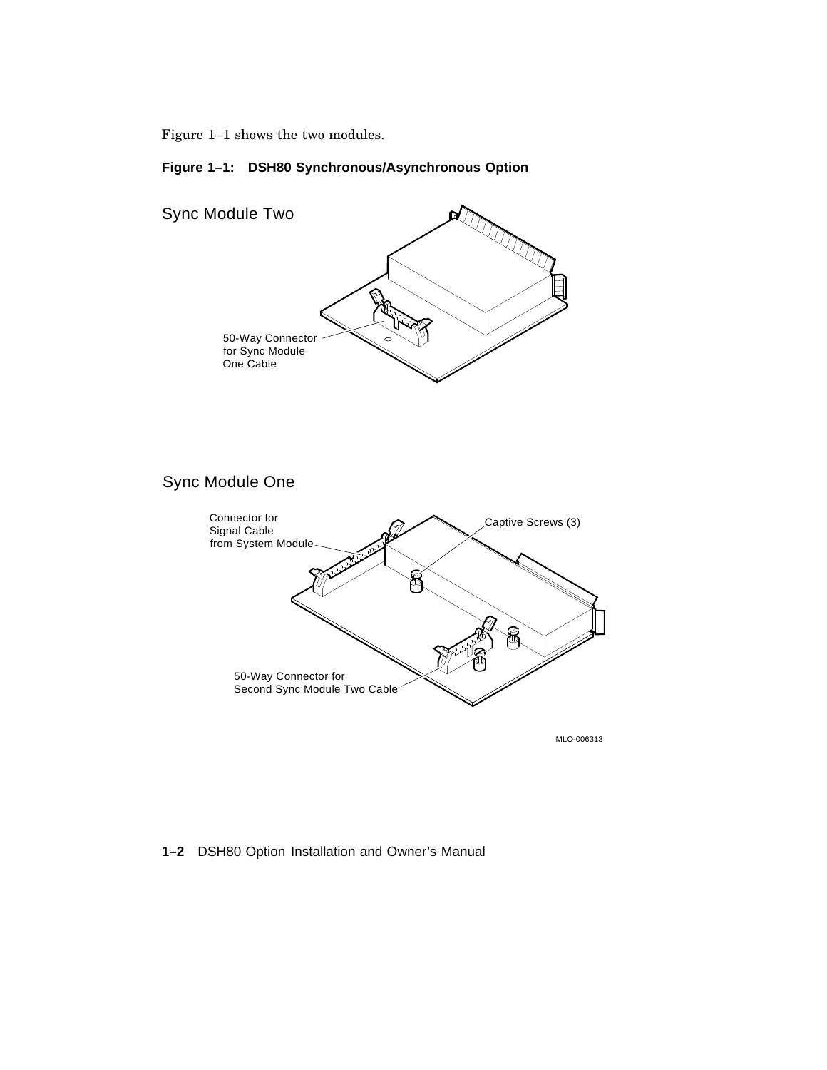Figure 1–1 shows the two modules.

**Figure 1–1: DSH80 Synchronous/Asynchronous Option**

Sync Module Two

50-Way Connector for Sync Module One Cable

Sync Module One

Connector for Signal Cable from System Module

Captive Screws (3)

50-Way Connector for Second Sync Module Two Cable

MLO-006313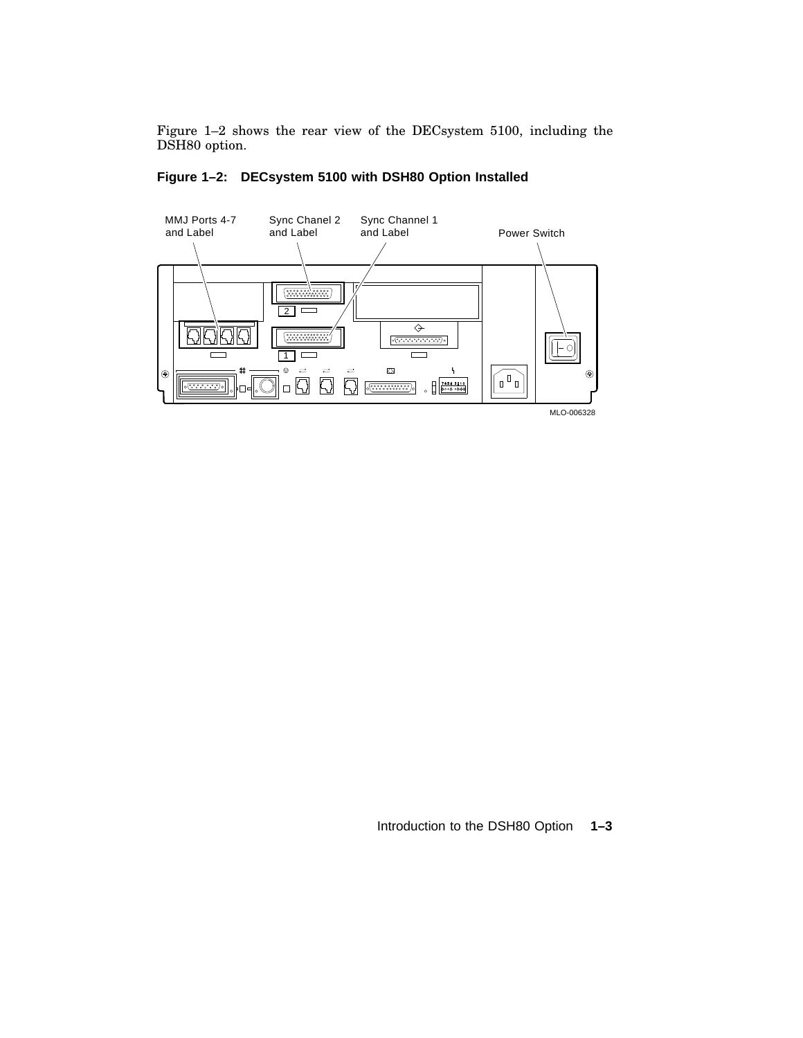Figure 1–2 shows the rear view of the DECsystem 5100, including the DSH80 option.

**Figure 1–2: DECsystem 5100 with DSH80 Option Installed**

MMJ Ports 4-7 and Label

Sync Chanel 2 and Label

Sync Channel 1 and Label

Power Switch

MLO-006328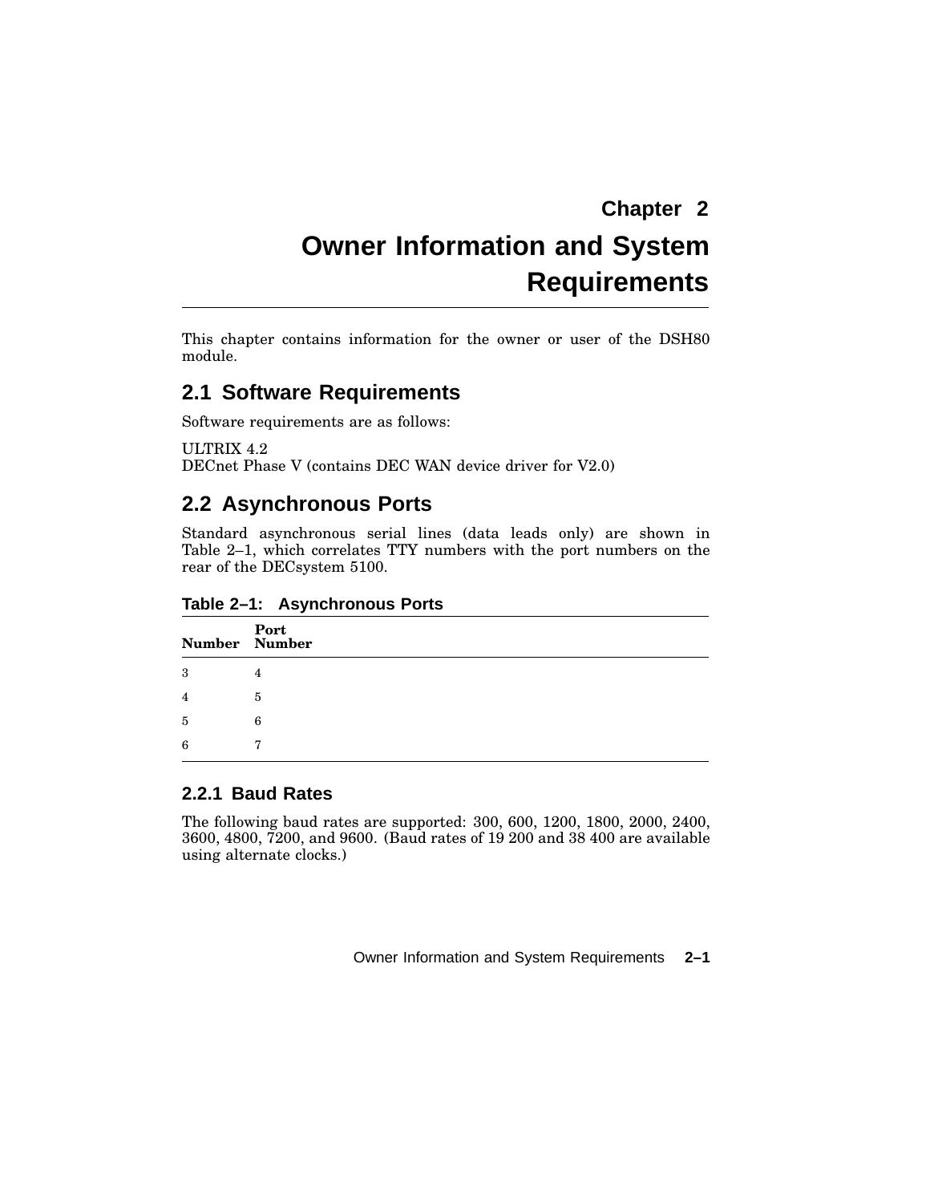# Chapter 2
# Owner Information and System Requirements

This chapter contains information for the owner or user of the DSH80 module.

## 2.1 Software Requirements

Software requirements are as follows:

ULTRIX 4.2
DECnet Phase V (contains DEC WAN device driver for V2.0)

## 2.2 Asynchronous Ports

Standard asynchronous serial lines (data leads only) are shown in Table 2–1, which correlates TTY numbers with the port numbers on the rear of the DECsystem 5100.

**Table 2–1: Asynchronous Ports**

| Number | Port Number |
|---|---|
| 3 | 4 |
| 4 | 5 |
| 5 | 6 |
| 6 | 7 |

### 2.2.1 Baud Rates

The following baud rates are supported: 300, 600, 1200, 1800, 2000, 2400, 3600, 4800, 7200, and 9600. (Baud rates of 19 200 and 38 400 are available using alternate clocks.)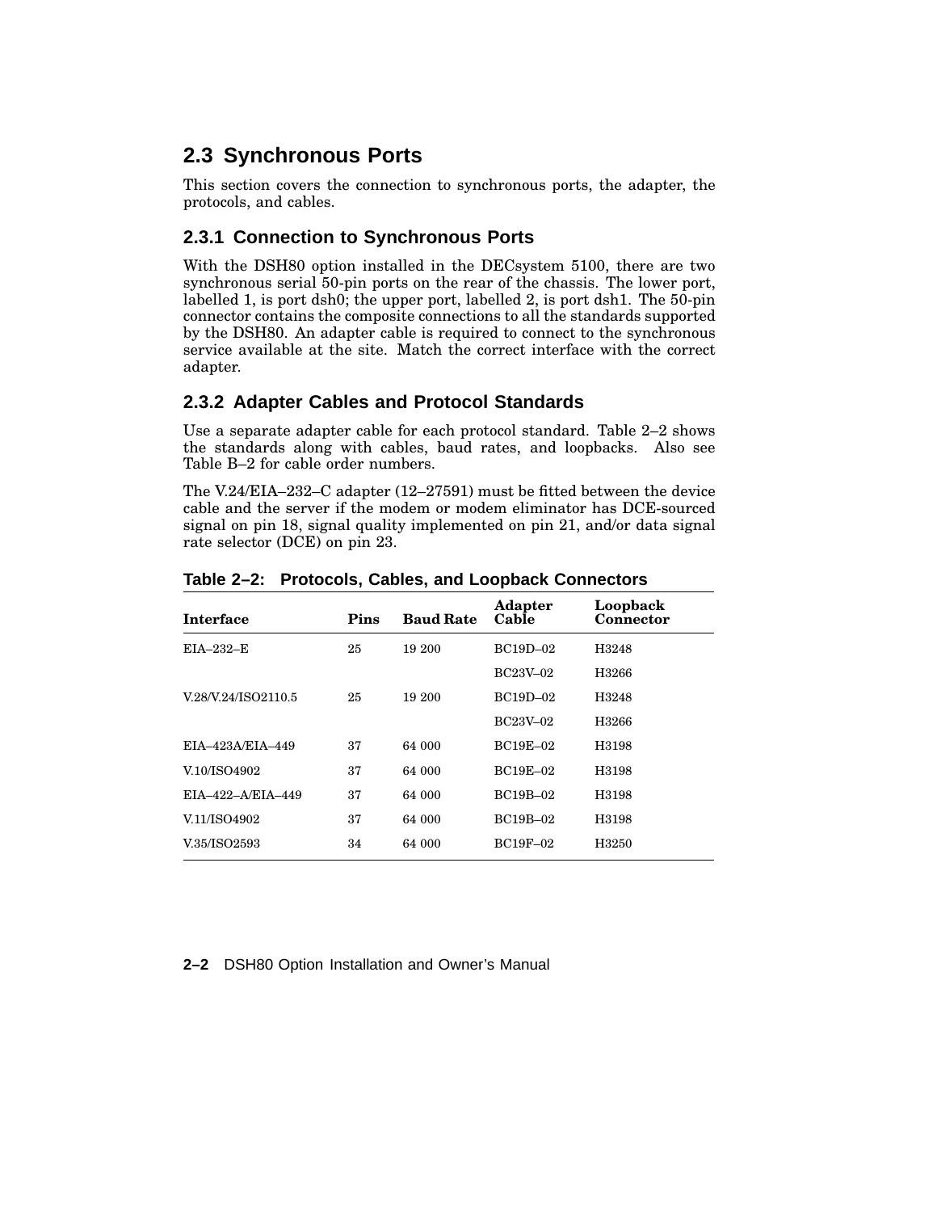## 2.3 Synchronous Ports

This section covers the connection to synchronous ports, the adapter, the protocols, and cables.

### 2.3.1 Connection to Synchronous Ports

With the DSH80 option installed in the DECsystem 5100, there are two synchronous serial 50-pin ports on the rear of the chassis. The lower port, labelled 1, is port dsh0; the upper port, labelled 2, is port dsh1. The 50-pin connector contains the composite connections to all the standards supported by the DSH80. An adapter cable is required to connect to the synchronous service available at the site. Match the correct interface with the correct adapter.

### 2.3.2 Adapter Cables and Protocol Standards

Use a separate adapter cable for each protocol standard. Table 2–2 shows the standards along with cables, baud rates, and loopbacks. Also see Table B–2 for cable order numbers.

The V.24/EIA–232–C adapter (12–27591) must be fitted between the device cable and the server if the modem or modem eliminator has DCE-sourced signal on pin 18, signal quality implemented on pin 21, and/or data signal rate selector (DCE) on pin 23.

**Table 2–2: Protocols, Cables, and Loopback Connectors**

| Interface | Pins | Baud Rate | Adapter Cable | Loopback Connector |
|---|---|---|---|---|
| EIA–232–E | 25 | 19 200 | BC19D–02 | H3248 |
| | | | BC23V–02 | H3266 |
| V.28/V.24/ISO2110.5 | 25 | 19 200 | BC19D–02 | H3248 |
| | | | BC23V–02 | H3266 |
| EIA–423A/EIA–449 | 37 | 64 000 | BC19E–02 | H3198 |
| V.10/ISO4902 | 37 | 64 000 | BC19E–02 | H3198 |
| EIA–422–A/EIA–449 | 37 | 64 000 | BC19B–02 | H3198 |
| V.11/ISO4902 | 37 | 64 000 | BC19B–02 | H3198 |
| V.35/ISO2593 | 34 | 64 000 | BC19F–02 | H3250 |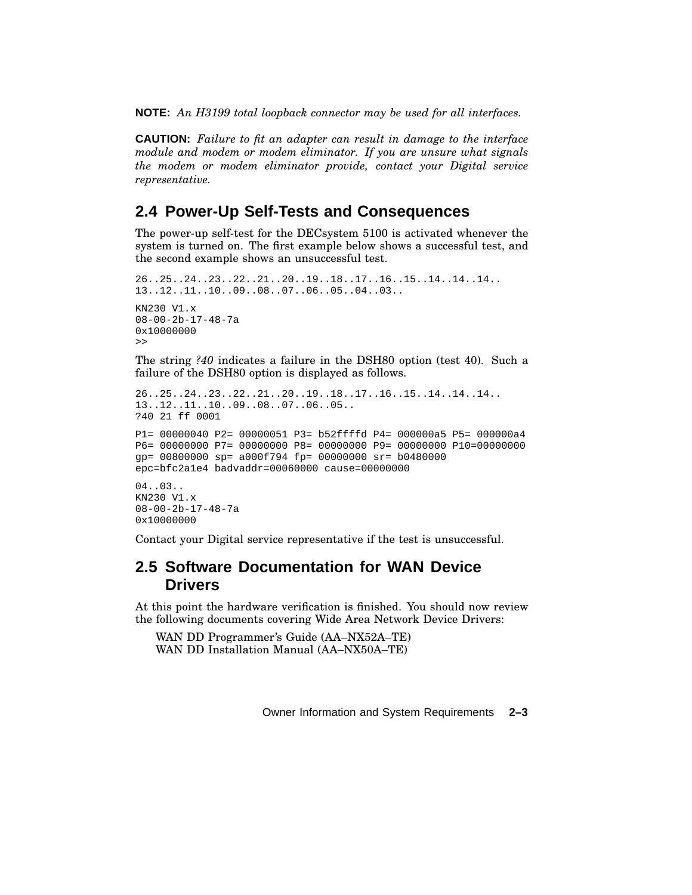**NOTE:** *An H3199 total loopback connector may be used for all interfaces.*

**CAUTION:** *Failure to fit an adapter can result in damage to the interface module and modem or modem eliminator. If you are unsure what signals the modem or modem eliminator provide, contact your Digital service representative.*

## 2.4 Power-Up Self-Tests and Consequences

The power-up self-test for the DECsystem 5100 is activated whenever the system is turned on. The first example below shows a successful test, and the second example shows an unsuccessful test.

```
26..25..24..23..22..21..20..19..18..17..16..15..14..14..14..
13..12..11..10..09..08..07..06..05..04..03..

KN230 V1.x
08-00-2b-17-48-7a
0x10000000
>>
```

The string *?40* indicates a failure in the DSH80 option (test 40). Such a failure of the DSH80 option is displayed as follows.

```
26..25..24..23..22..21..20..19..18..17..16..15..14..14..14..
13..12..11..10..09..08..07..06..05..
?40 21 ff 0001

P1= 00000040 P2= 00000051 P3= b52ffffd P4= 000000a5 P5= 000000a4
P6= 00000000 P7= 00000000 P8= 00000000 P9= 00000000 P10=00000000
gp= 00800000 sp= a000f794 fp= 00000000 sr= b0480000
epc=bfc2a1e4 badvaddr=00060000 cause=00000000

04..03..
KN230 V1.x
08-00-2b-17-48-7a
0x10000000
```

Contact your Digital service representative if the test is unsuccessful.

## 2.5 Software Documentation for WAN Device Drivers

At this point the hardware verification is finished. You should now review the following documents covering Wide Area Network Device Drivers:

WAN DD Programmer's Guide (AA–NX52A–TE)  
WAN DD Installation Manual (AA–NX50A–TE)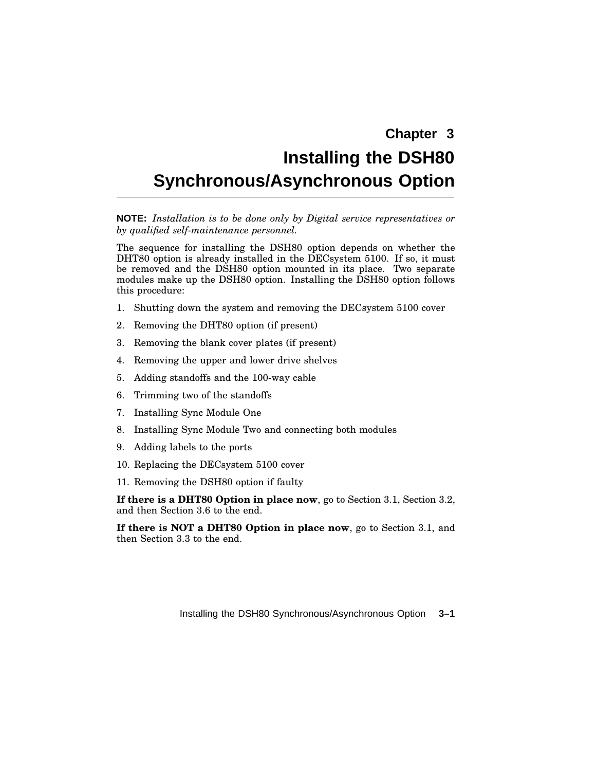# Chapter 3
# Installing the DSH80 Synchronous/Asynchronous Option

**NOTE:** *Installation is to be done only by Digital service representatives or by qualified self-maintenance personnel.*

The sequence for installing the DSH80 option depends on whether the DHT80 option is already installed in the DECsystem 5100. If so, it must be removed and the DSH80 option mounted in its place. Two separate modules make up the DSH80 option. Installing the DSH80 option follows this procedure:

1. Shutting down the system and removing the DECsystem 5100 cover
2. Removing the DHT80 option (if present)
3. Removing the blank cover plates (if present)
4. Removing the upper and lower drive shelves
5. Adding standoffs and the 100-way cable
6. Trimming two of the standoffs
7. Installing Sync Module One
8. Installing Sync Module Two and connecting both modules
9. Adding labels to the ports
10. Replacing the DECsystem 5100 cover
11. Removing the DSH80 option if faulty

**If there is a DHT80 Option in place now**, go to Section 3.1, Section 3.2, and then Section 3.6 to the end.

**If there is NOT a DHT80 Option in place now**, go to Section 3.1, and then Section 3.3 to the end.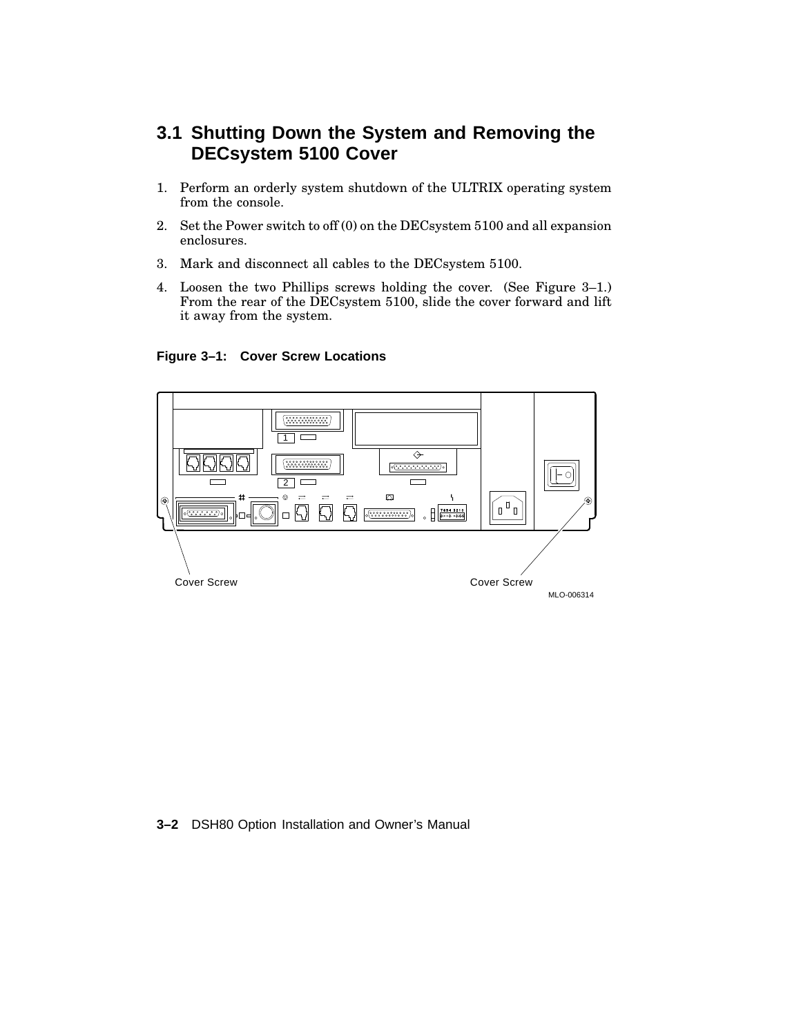## 3.1 Shutting Down the System and Removing the DECsystem 5100 Cover

1. Perform an orderly system shutdown of the ULTRIX operating system from the console.
2. Set the Power switch to off (0) on the DECsystem 5100 and all expansion enclosures.
3. Mark and disconnect all cables to the DECsystem 5100.
4. Loosen the two Phillips screws holding the cover. (See Figure 3–1.) From the rear of the DECsystem 5100, slide the cover forward and lift it away from the system.

**Figure 3–1: Cover Screw Locations**

Cover Screw

Cover Screw

MLO-006314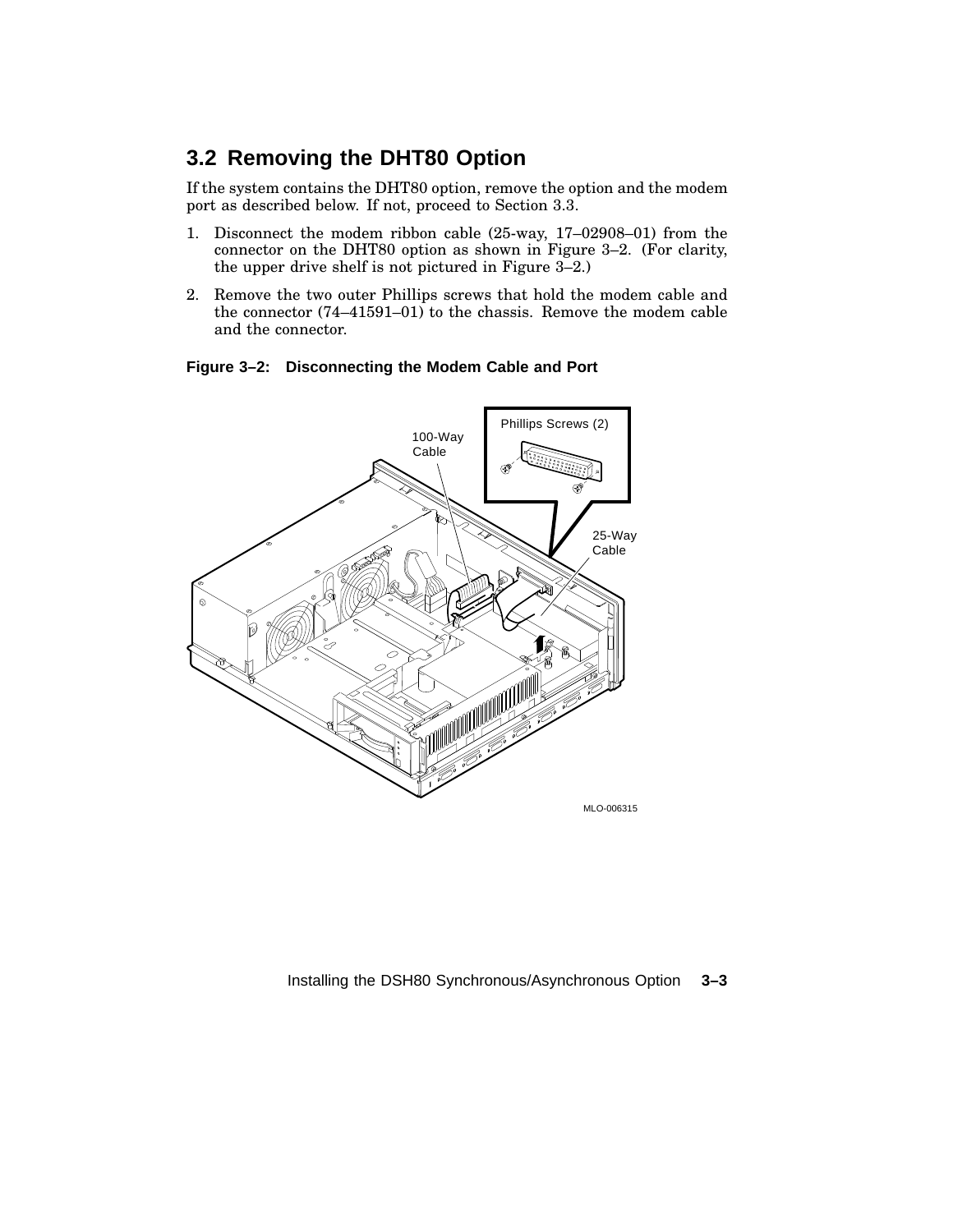## 3.2 Removing the DHT80 Option

If the system contains the DHT80 option, remove the option and the modem port as described below. If not, proceed to Section 3.3.

1. Disconnect the modem ribbon cable (25-way, 17–02908–01) from the connector on the DHT80 option as shown in Figure 3–2. (For clarity, the upper drive shelf is not pictured in Figure 3–2.)
2. Remove the two outer Phillips screws that hold the modem cable and the connector (74–41591–01) to the chassis. Remove the modem cable and the connector.

**Figure 3–2: Disconnecting the Modem Cable and Port**

Phillips Screws (2)

100-Way Cable

25-Way Cable

MLO-006315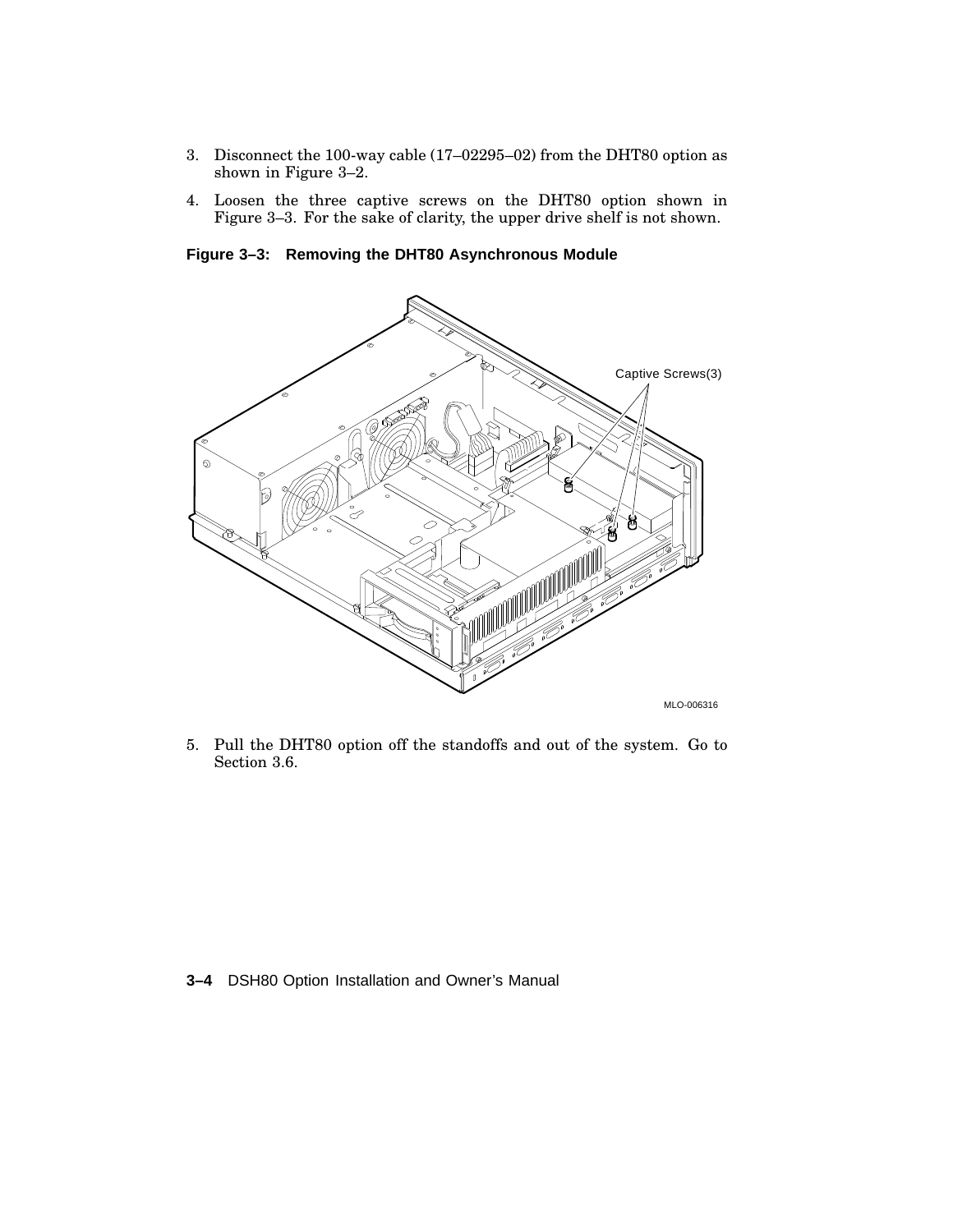3. Disconnect the 100-way cable (17–02295–02) from the DHT80 option as shown in Figure 3–2.

4. Loosen the three captive screws on the DHT80 option shown in Figure 3–3. For the sake of clarity, the upper drive shelf is not shown.

**Figure 3–3: Removing the DHT80 Asynchronous Module**

Captive Screws(3)

MLO-006316

5. Pull the DHT80 option off the standoffs and out of the system. Go to Section 3.6.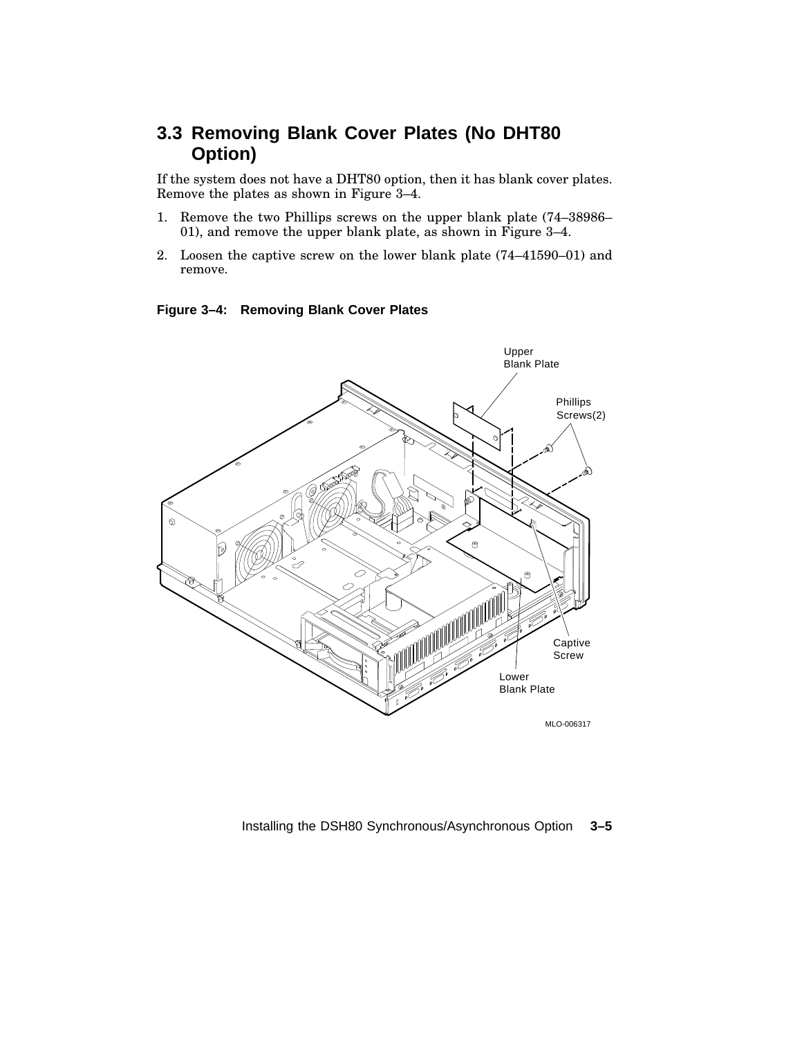## 3.3 Removing Blank Cover Plates (No DHT80 Option)

If the system does not have a DHT80 option, then it has blank cover plates. Remove the plates as shown in Figure 3–4.

1. Remove the two Phillips screws on the upper blank plate (74–38986–01), and remove the upper blank plate, as shown in Figure 3–4.
2. Loosen the captive screw on the lower blank plate (74–41590–01) and remove.

**Figure 3–4: Removing Blank Cover Plates**

Upper Blank Plate

Phillips Screws(2)

Captive Screw

Lower Blank Plate

MLO-006317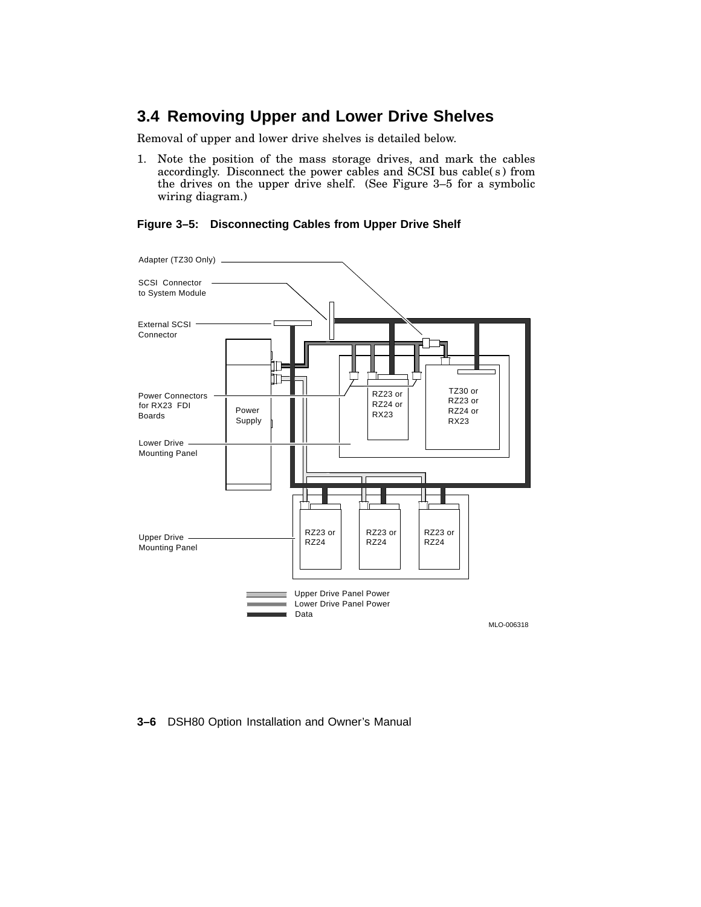## 3.4 Removing Upper and Lower Drive Shelves

Removal of upper and lower drive shelves is detailed below.

1. Note the position of the mass storage drives, and mark the cables accordingly. Disconnect the power cables and SCSI bus cable( s ) from the drives on the upper drive shelf. (See Figure 3–5 for a symbolic wiring diagram.)

**Figure 3–5: Disconnecting Cables from Upper Drive Shelf**

Adapter (TZ30 Only)

SCSI Connector to System Module

External SCSI Connector

Power Connectors for RX23 FDI Boards

Lower Drive Mounting Panel

Upper Drive Mounting Panel

Power Supply

RZ23 or RZ24 or RX23

TZ30 or RZ23 or RZ24 or RX23

RZ23 or RZ24

RZ23 or RZ24

RZ23 or RZ24

Upper Drive Panel Power

Lower Drive Panel Power

Data

MLO-006318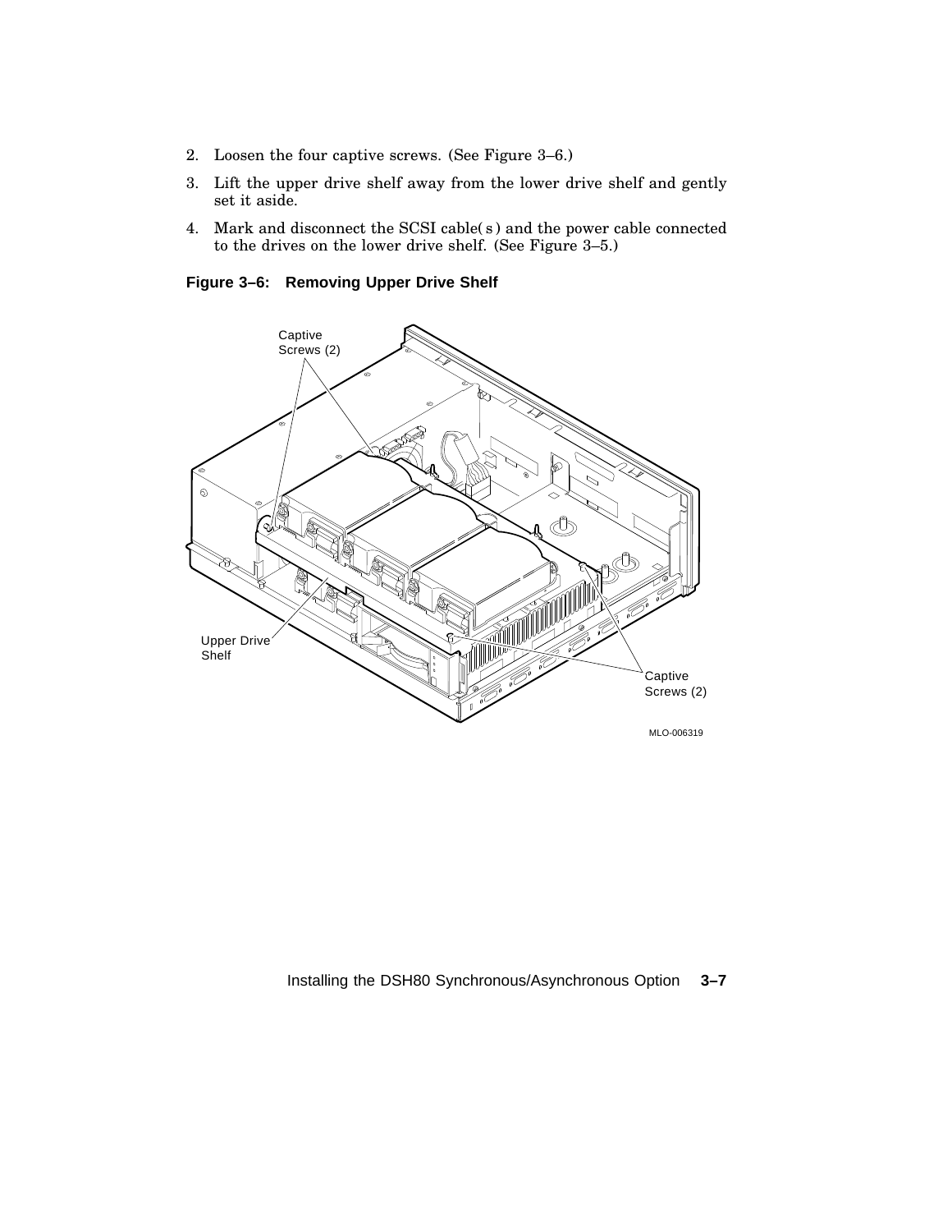2. Loosen the four captive screws. (See Figure 3–6.)
3. Lift the upper drive shelf away from the lower drive shelf and gently set it aside.
4. Mark and disconnect the SCSI cable( s ) and the power cable connected to the drives on the lower drive shelf. (See Figure 3–5.)

**Figure 3–6: Removing Upper Drive Shelf**

Captive Screws (2)

Upper Drive Shelf

Captive Screws (2)

MLO-006319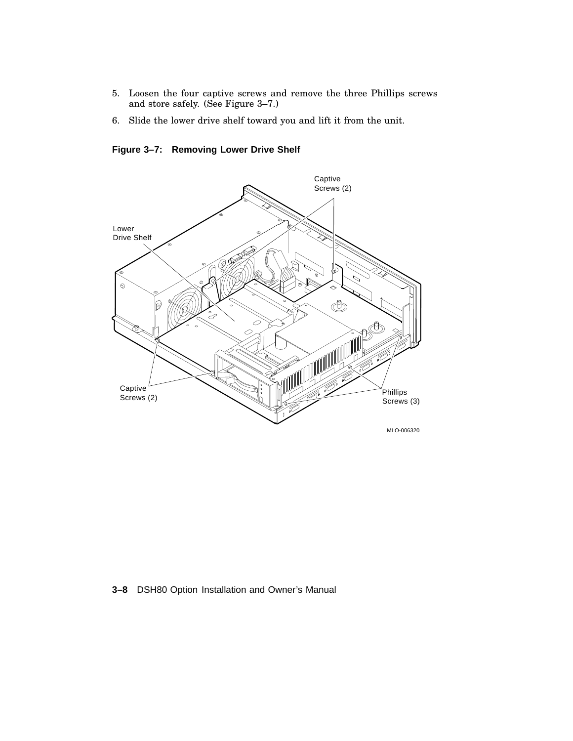5. Loosen the four captive screws and remove the three Phillips screws and store safely. (See Figure 3–7.)
6. Slide the lower drive shelf toward you and lift it from the unit.

**Figure 3–7: Removing Lower Drive Shelf**

Captive Screws (2)

Lower Drive Shelf

Captive Screws (2)

Phillips Screws (3)

MLO-006320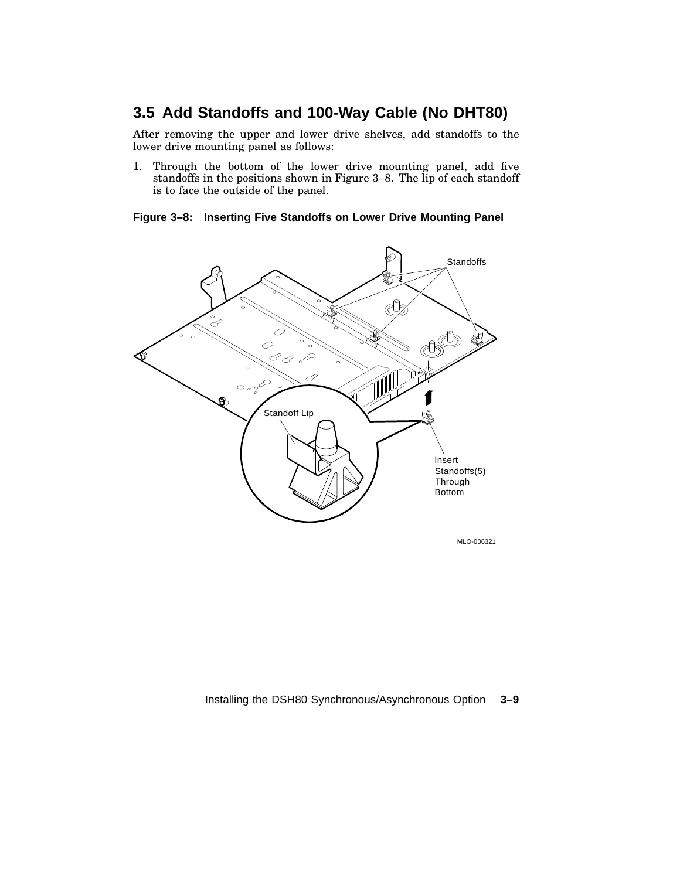## 3.5 Add Standoffs and 100-Way Cable (No DHT80)

After removing the upper and lower drive shelves, add standoffs to the lower drive mounting panel as follows:

1. Through the bottom of the lower drive mounting panel, add five standoffs in the positions shown in Figure 3–8. The lip of each standoff is to face the outside of the panel.

**Figure 3–8: Inserting Five Standoffs on Lower Drive Mounting Panel**

Standoffs

Standoff Lip

Insert
Standoffs(5)
Through
Bottom

MLO-006321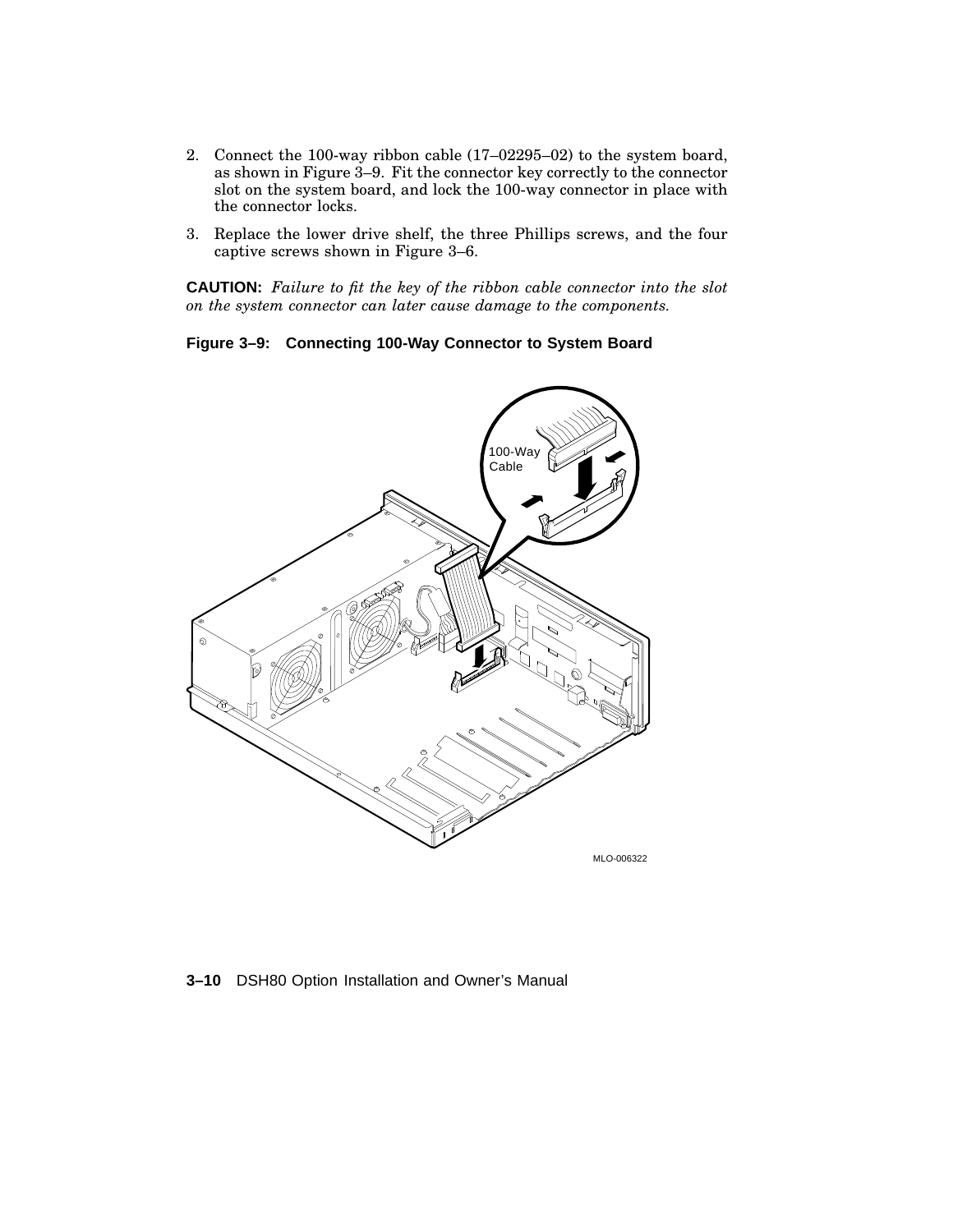2. Connect the 100-way ribbon cable (17–02295–02) to the system board, as shown in Figure 3–9. Fit the connector key correctly to the connector slot on the system board, and lock the 100-way connector in place with the connector locks.
3. Replace the lower drive shelf, the three Phillips screws, and the four captive screws shown in Figure 3–6.

**CAUTION:** *Failure to fit the key of the ribbon cable connector into the slot on the system connector can later cause damage to the components.*

**Figure 3–9: Connecting 100-Way Connector to System Board**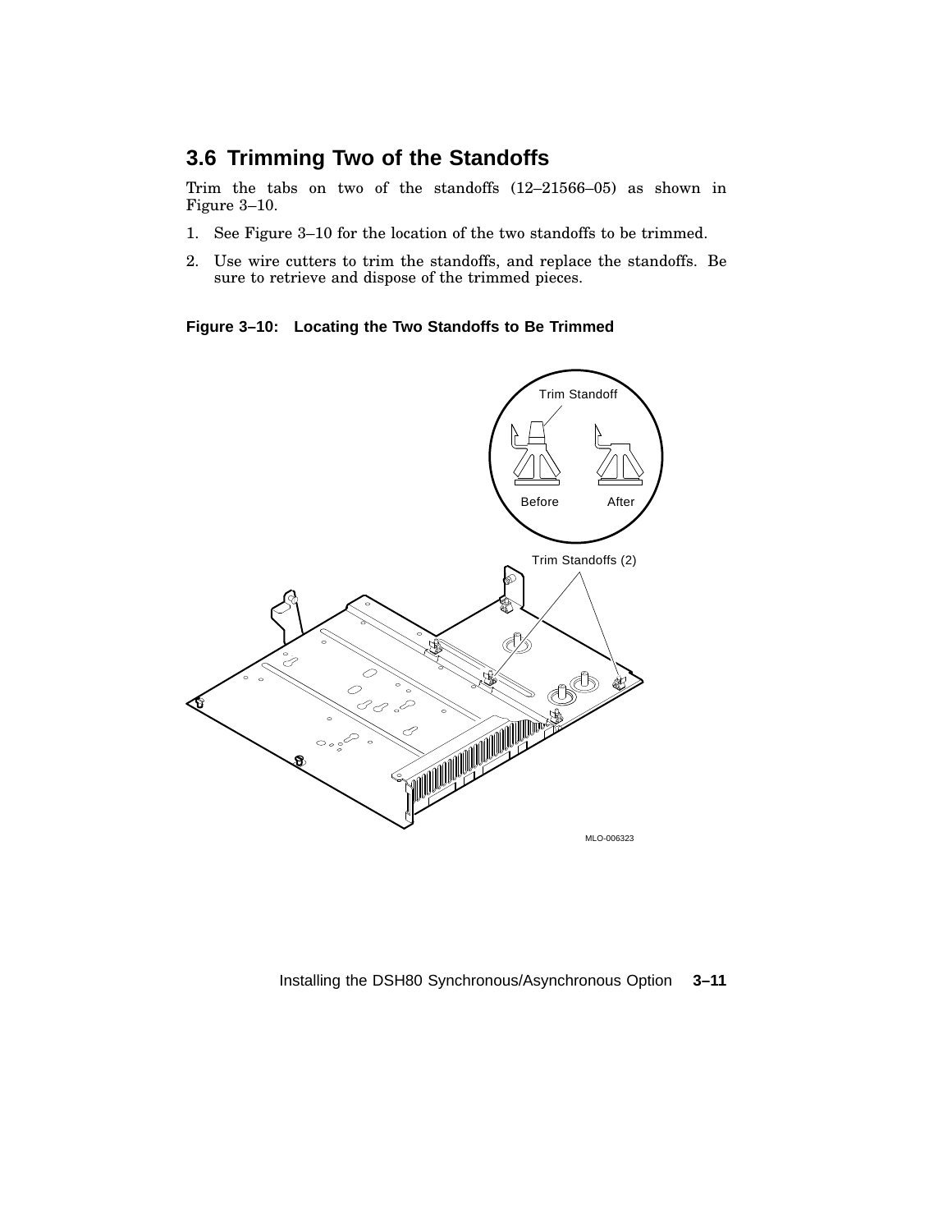## 3.6 Trimming Two of the Standoffs

Trim the tabs on two of the standoffs (12–21566–05) as shown in Figure 3–10.

1. See Figure 3–10 for the location of the two standoffs to be trimmed.
2. Use wire cutters to trim the standoffs, and replace the standoffs. Be sure to retrieve and dispose of the trimmed pieces.

**Figure 3–10: Locating the Two Standoffs to Be Trimmed**

Trim Standoff

Before

After

Trim Standoffs (2)

MLO-006323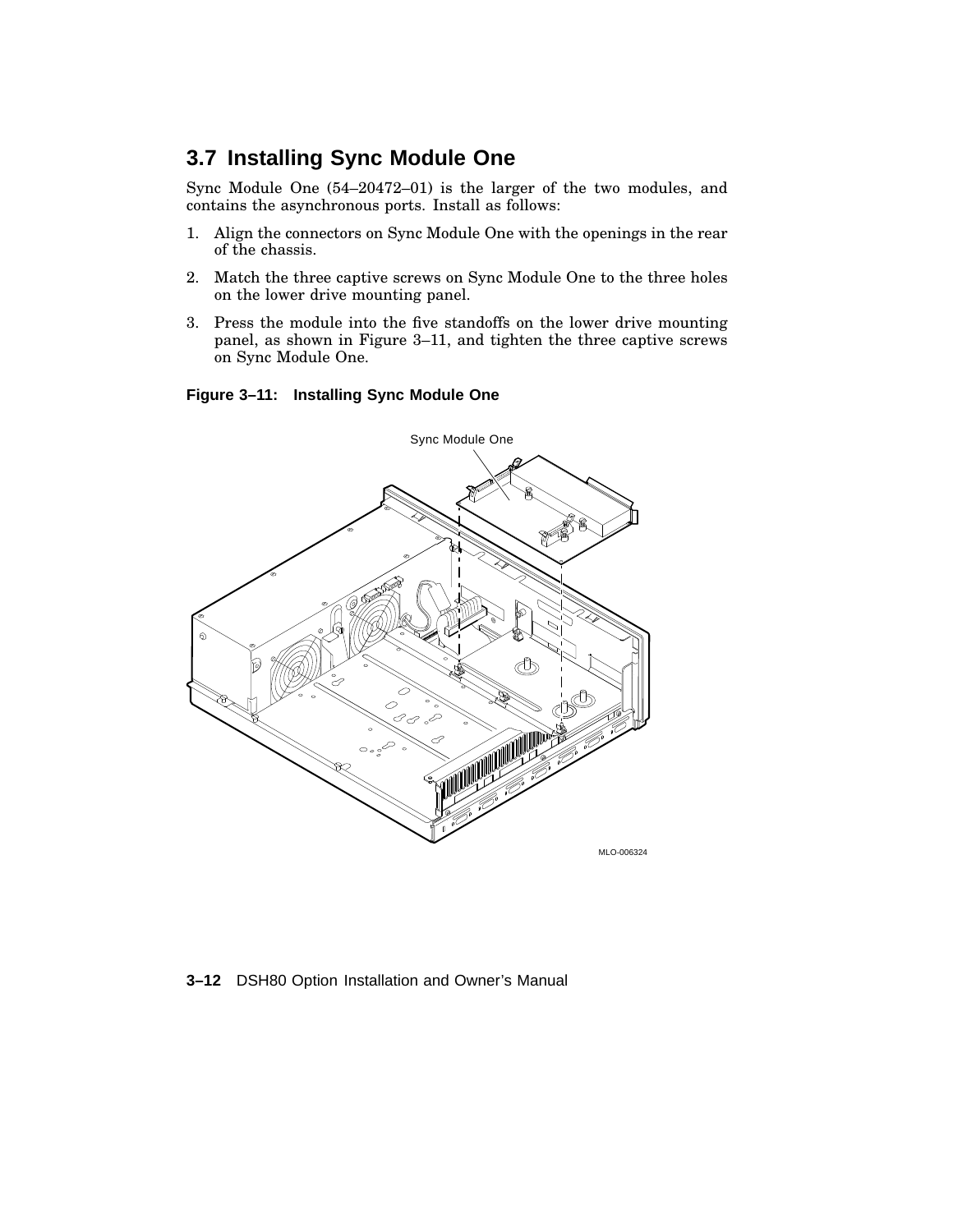## 3.7 Installing Sync Module One

Sync Module One (54–20472–01) is the larger of the two modules, and contains the asynchronous ports. Install as follows:

1. Align the connectors on Sync Module One with the openings in the rear of the chassis.
2. Match the three captive screws on Sync Module One to the three holes on the lower drive mounting panel.
3. Press the module into the five standoffs on the lower drive mounting panel, as shown in Figure 3–11, and tighten the three captive screws on Sync Module One.

**Figure 3–11: Installing Sync Module One**

Sync Module One

MLO-006324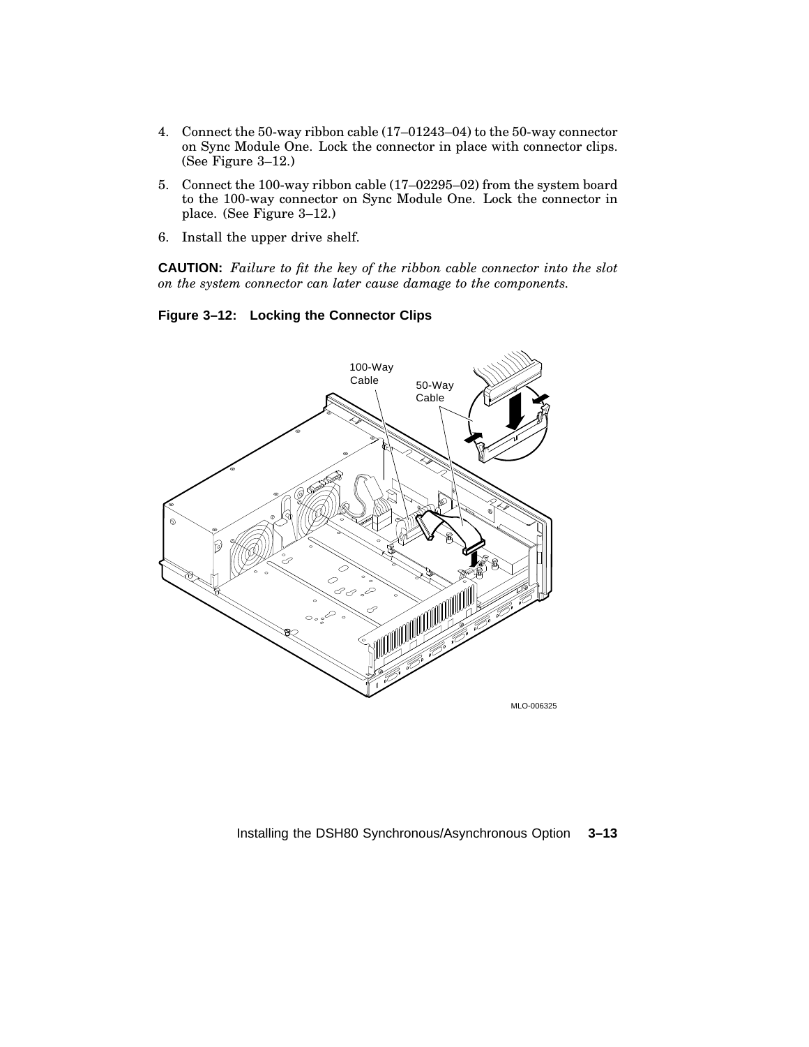4. Connect the 50-way ribbon cable (17–01243–04) to the 50-way connector on Sync Module One. Lock the connector in place with connector clips. (See Figure 3–12.)
5. Connect the 100-way ribbon cable (17–02295–02) from the system board to the 100-way connector on Sync Module One. Lock the connector in place. (See Figure 3–12.)
6. Install the upper drive shelf.

**CAUTION:** *Failure to fit the key of the ribbon cable connector into the slot on the system connector can later cause damage to the components.*

**Figure 3–12: Locking the Connector Clips**

100-Way Cable

50-Way Cable

MLO-006325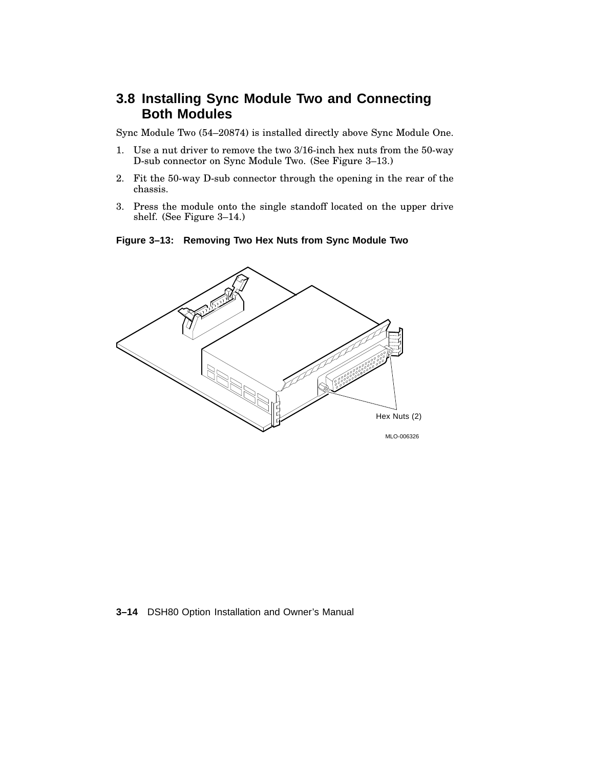## 3.8 Installing Sync Module Two and Connecting Both Modules

Sync Module Two (54–20874) is installed directly above Sync Module One.

1. Use a nut driver to remove the two 3/16-inch hex nuts from the 50-way D-sub connector on Sync Module Two. (See Figure 3–13.)
2. Fit the 50-way D-sub connector through the opening in the rear of the chassis.
3. Press the module onto the single standoff located on the upper drive shelf. (See Figure 3–14.)

**Figure 3–13: Removing Two Hex Nuts from Sync Module Two**

Hex Nuts (2)

MLO-006326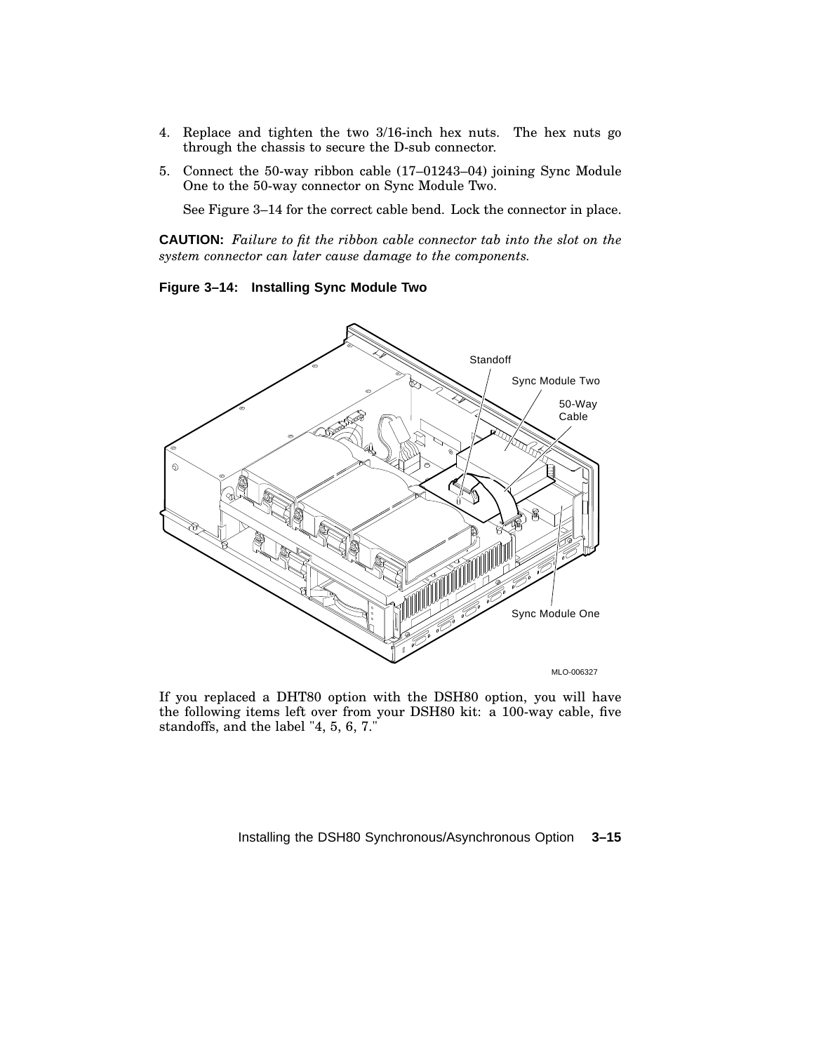4. Replace and tighten the two 3/16-inch hex nuts. The hex nuts go through the chassis to secure the D-sub connector.

5. Connect the 50-way ribbon cable (17–01243–04) joining Sync Module One to the 50-way connector on Sync Module Two.

   See Figure 3–14 for the correct cable bend. Lock the connector in place.

**CAUTION:** *Failure to fit the ribbon cable connector tab into the slot on the system connector can later cause damage to the components.*

**Figure 3–14: Installing Sync Module Two**

Standoff

Sync Module Two

50-Way Cable

Sync Module One

MLO-006327

If you replaced a DHT80 option with the DSH80 option, you will have the following items left over from your DSH80 kit: a 100-way cable, five standoffs, and the label "4, 5, 6, 7."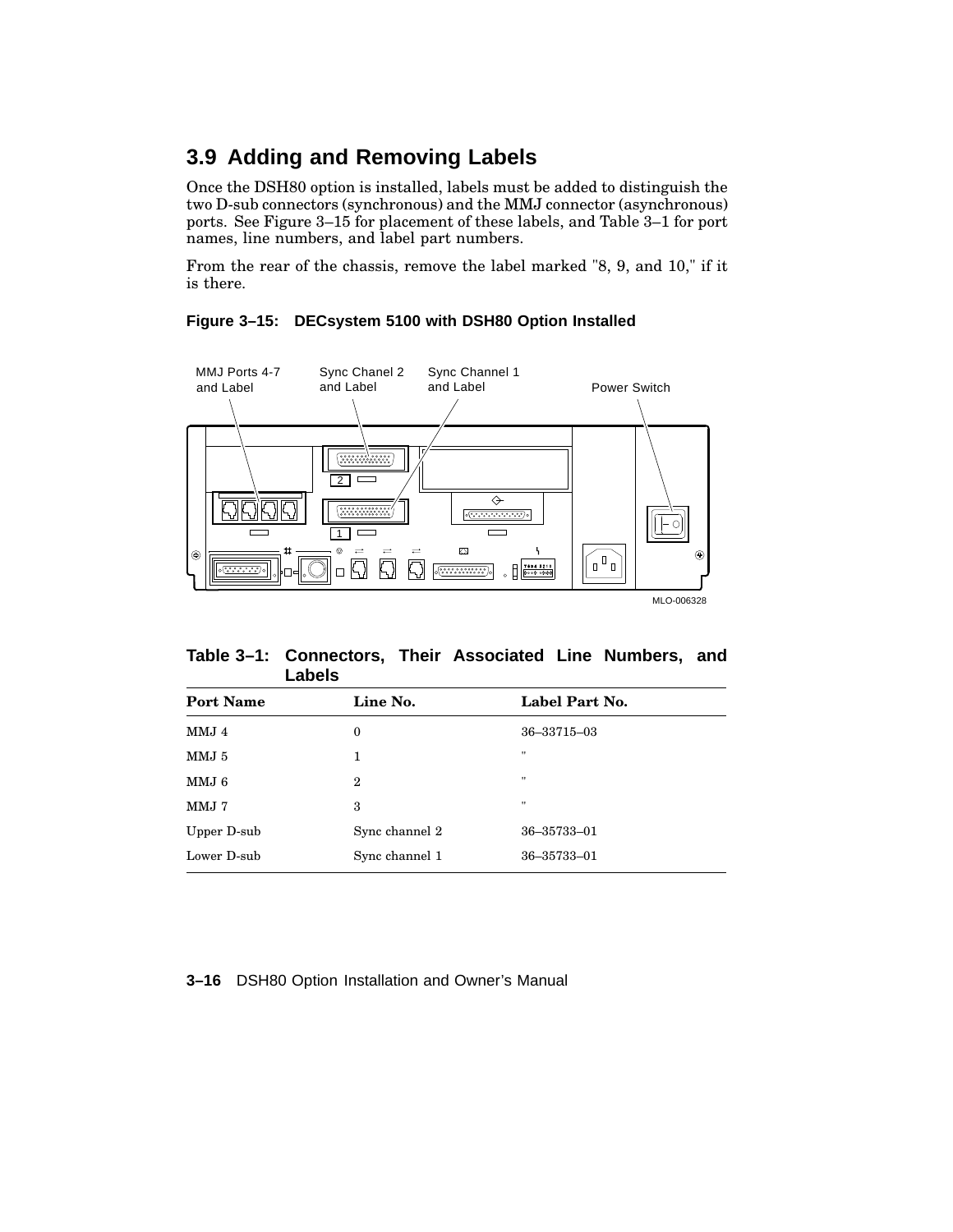## 3.9 Adding and Removing Labels

Once the DSH80 option is installed, labels must be added to distinguish the two D-sub connectors (synchronous) and the MMJ connector (asynchronous) ports. See Figure 3–15 for placement of these labels, and Table 3–1 for port names, line numbers, and label part numbers.

From the rear of the chassis, remove the label marked "8, 9, and 10," if it is there.

**Figure 3–15: DECsystem 5100 with DSH80 Option Installed**

MMJ Ports 4-7
and Label

Sync Chanel 2
and Label

Sync Channel 1
and Label

Power Switch

2

1

MLO-006328

**Table 3–1: Connectors, Their Associated Line Numbers, and Labels**

| Port Name | Line No. | Label Part No. |
|---|---|---|
| MMJ 4 | 0 | 36–33715–03 |
| MMJ 5 | 1 | " |
| MMJ 6 | 2 | " |
| MMJ 7 | 3 | " |
| Upper D-sub | Sync channel 2 | 36–35733–01 |
| Lower D-sub | Sync channel 1 | 36–35733–01 |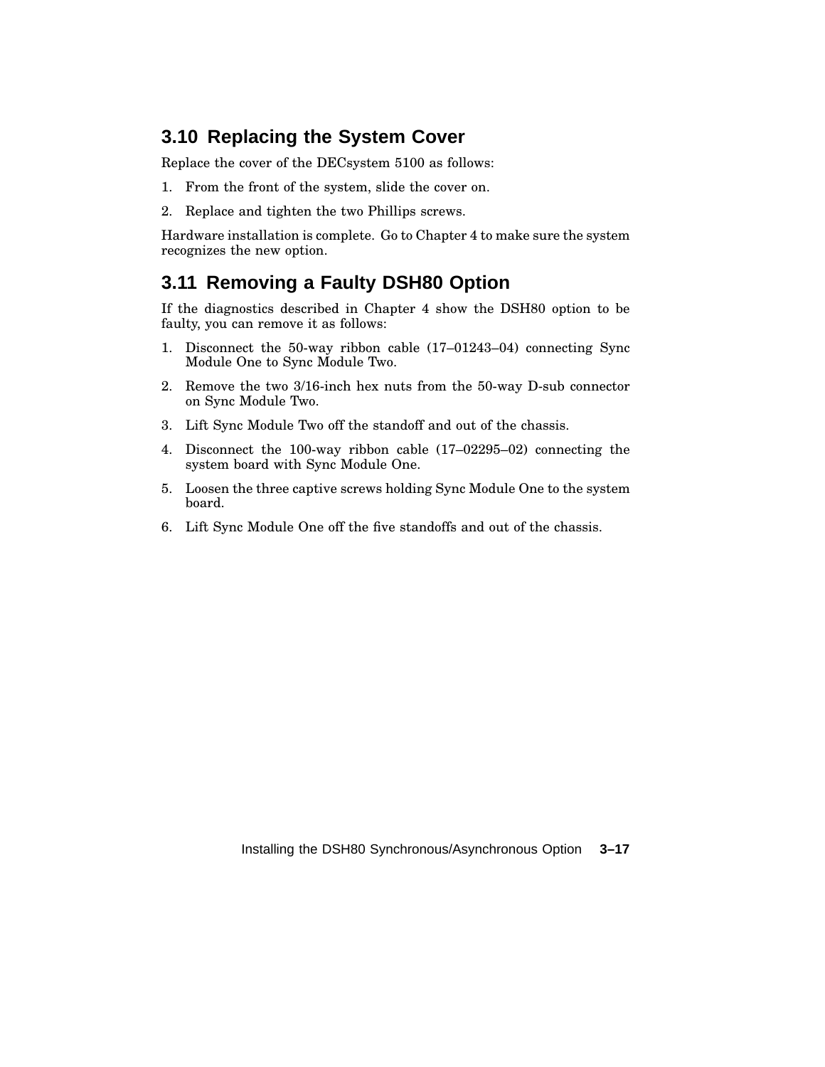## 3.10 Replacing the System Cover

Replace the cover of the DECsystem 5100 as follows:

1. From the front of the system, slide the cover on.
2. Replace and tighten the two Phillips screws.

Hardware installation is complete. Go to Chapter 4 to make sure the system recognizes the new option.

## 3.11 Removing a Faulty DSH80 Option

If the diagnostics described in Chapter 4 show the DSH80 option to be faulty, you can remove it as follows:

1. Disconnect the 50-way ribbon cable (17–01243–04) connecting Sync Module One to Sync Module Two.
2. Remove the two 3/16-inch hex nuts from the 50-way D-sub connector on Sync Module Two.
3. Lift Sync Module Two off the standoff and out of the chassis.
4. Disconnect the 100-way ribbon cable (17–02295–02) connecting the system board with Sync Module One.
5. Loosen the three captive screws holding Sync Module One to the system board.
6. Lift Sync Module One off the five standoffs and out of the chassis.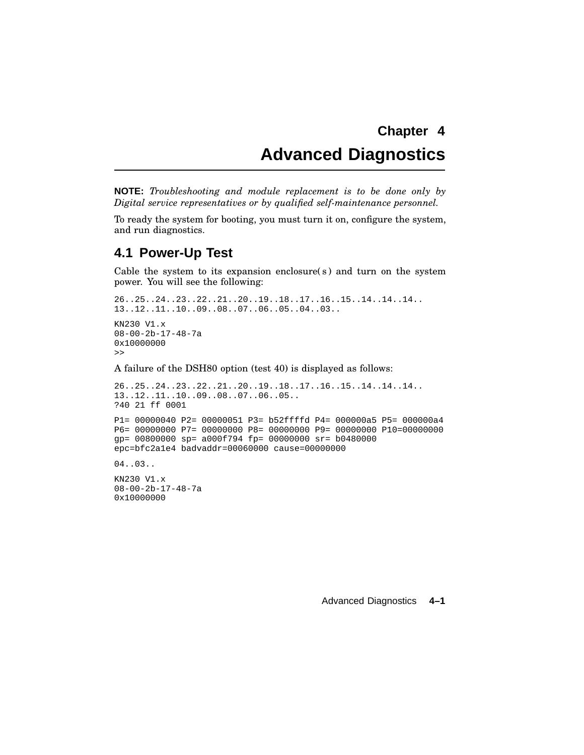# Chapter 4
# Advanced Diagnostics

**NOTE:** *Troubleshooting and module replacement is to be done only by Digital service representatives or by qualified self-maintenance personnel.*

To ready the system for booting, you must turn it on, configure the system, and run diagnostics.

## 4.1 Power-Up Test

Cable the system to its expansion enclosure( s ) and turn on the system power. You will see the following:

```
26..25..24..23..22..21..20..19..18..17..16..15..14..14..14..
13..12..11..10..09..08..07..06..05..04..03..
```

```
KN230 V1.x
08-00-2b-17-48-7a
0x10000000
>>
```

A failure of the DSH80 option (test 40) is displayed as follows:

```
26..25..24..23..22..21..20..19..18..17..16..15..14..14..14..
13..12..11..10..09..08..07..06..05..
?40 21 ff 0001
```

```
P1= 00000040 P2= 00000051 P3= b52ffffd P4= 000000a5 P5= 000000a4
P6= 00000000 P7= 00000000 P8= 00000000 P9= 00000000 P10=00000000
gp= 00800000 sp= a000f794 fp= 00000000 sr= b0480000
epc=bfc2a1e4 badvaddr=00060000 cause=00000000
```

```
04..03..
```

```
KN230 V1.x
08-00-2b-17-48-7a
0x10000000
```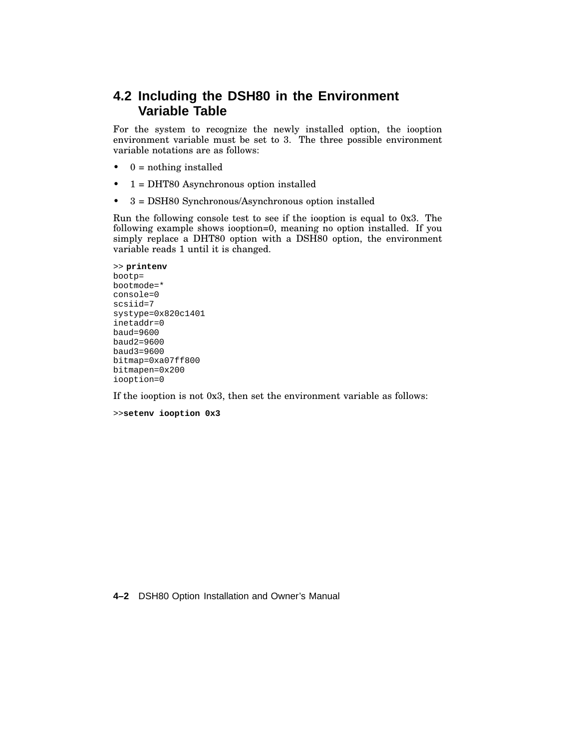## 4.2 Including the DSH80 in the Environment Variable Table

For the system to recognize the newly installed option, the iooption environment variable must be set to 3. The three possible environment variable notations are as follows:

- 0 = nothing installed
- 1 = DHT80 Asynchronous option installed
- 3 = DSH80 Synchronous/Asynchronous option installed

Run the following console test to see if the iooption is equal to 0x3. The following example shows iooption=0, meaning no option installed. If you simply replace a DHT80 option with a DSH80 option, the environment variable reads 1 until it is changed.

```
>> printenv
bootp=
bootmode=*
console=0
scsiid=7
systype=0x820c1401
inetaddr=0
baud=9600
baud2=9600
baud3=9600
bitmap=0xa07ff800
bitmapen=0x200
iooption=0
```

If the iooption is not 0x3, then set the environment variable as follows:

```
>>setenv iooption 0x3
```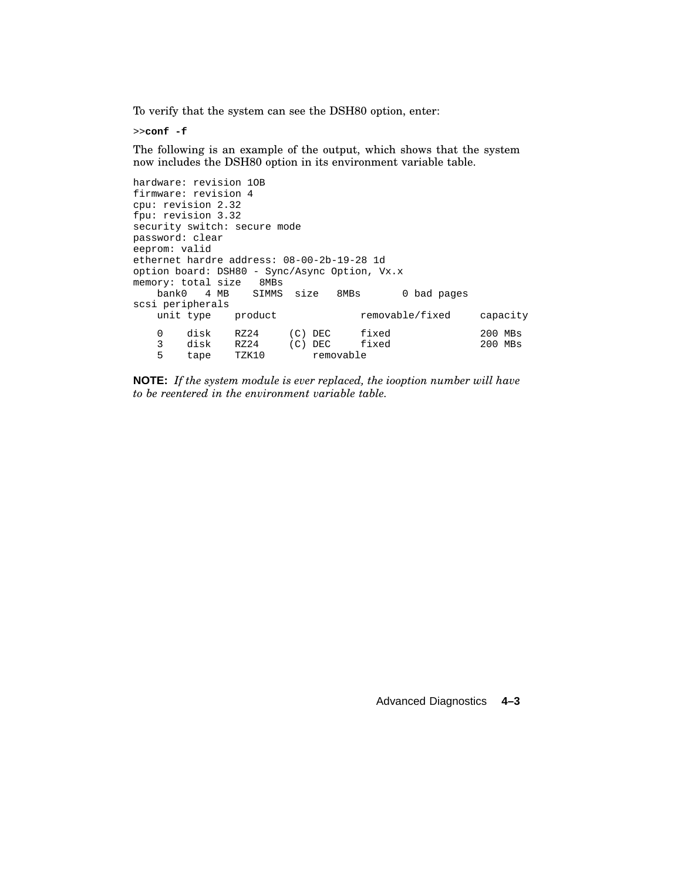To verify that the system can see the DSH80 option, enter:

```
>>conf -f
```

The following is an example of the output, which shows that the system now includes the DSH80 option in its environment variable table.

```
hardware: revision 1OB
firmware: revision 4
cpu: revision 2.32
fpu: revision 3.32
security switch: secure mode
password: clear
eeprom: valid
ethernet hardre address: 08-00-2b-19-28 1d
option board: DSH80 - Sync/Async Option, Vx.x
memory: total size   8MBs
    bank0   4 MB    SIMMS  size   8MBs       0 bad pages
scsi peripherals
    unit type    product             removable/fixed     capacity
    0    disk    RZ24     (C) DEC     fixed               200 MBs
    3    disk    RZ24     (C) DEC     fixed               200 MBs
    5    tape    TZK10        removable
```

**NOTE:** *If the system module is ever replaced, the iooption number will have to be reentered in the environment variable table.*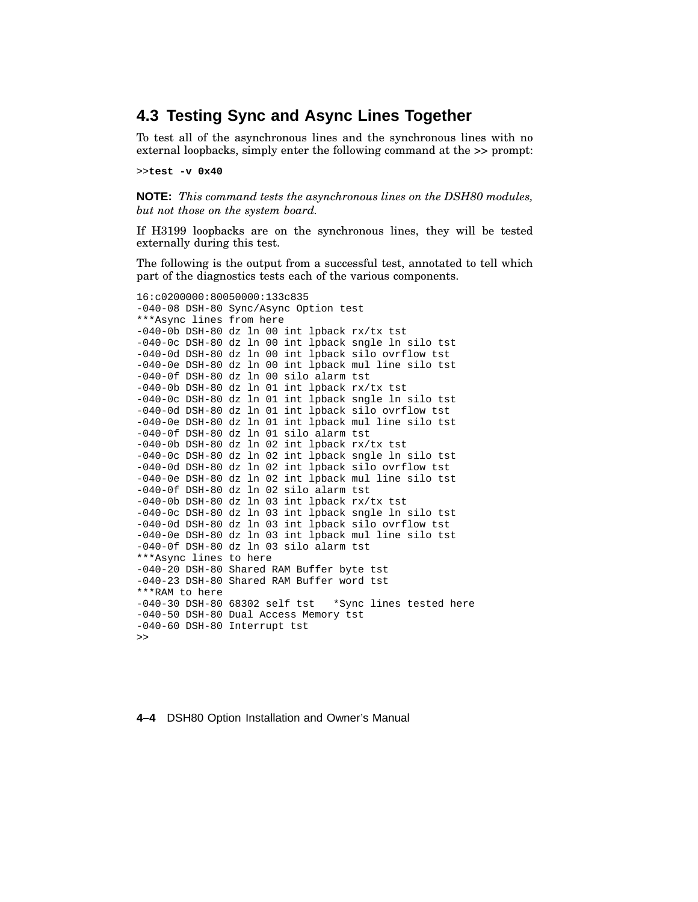## 4.3 Testing Sync and Async Lines Together

To test all of the asynchronous lines and the synchronous lines with no external loopbacks, simply enter the following command at the **>>** prompt:

```
>>test -v 0x40
```

**NOTE:** *This command tests the asynchronous lines on the DSH80 modules, but not those on the system board.*

If H3199 loopbacks are on the synchronous lines, they will be tested externally during this test.

The following is the output from a successful test, annotated to tell which part of the diagnostics tests each of the various components.

```
16:c0200000:80050000:133c835
-040-08 DSH-80 Sync/Async Option test
***Async lines from here
-040-0b DSH-80 dz ln 00 int lpback rx/tx tst
-040-0c DSH-80 dz ln 00 int lpback sngle ln silo tst
-040-0d DSH-80 dz ln 00 int lpback silo ovrflow tst
-040-0e DSH-80 dz ln 00 int lpback mul line silo tst
-040-0f DSH-80 dz ln 00 silo alarm tst
-040-0b DSH-80 dz ln 01 int lpback rx/tx tst
-040-0c DSH-80 dz ln 01 int lpback sngle ln silo tst
-040-0d DSH-80 dz ln 01 int lpback silo ovrflow tst
-040-0e DSH-80 dz ln 01 int lpback mul line silo tst
-040-0f DSH-80 dz ln 01 silo alarm tst
-040-0b DSH-80 dz ln 02 int lpback rx/tx tst
-040-0c DSH-80 dz ln 02 int lpback sngle ln silo tst
-040-0d DSH-80 dz ln 02 int lpback silo ovrflow tst
-040-0e DSH-80 dz ln 02 int lpback mul line silo tst
-040-0f DSH-80 dz ln 02 silo alarm tst
-040-0b DSH-80 dz ln 03 int lpback rx/tx tst
-040-0c DSH-80 dz ln 03 int lpback sngle ln silo tst
-040-0d DSH-80 dz ln 03 int lpback silo ovrflow tst
-040-0e DSH-80 dz ln 03 int lpback mul line silo tst
-040-0f DSH-80 dz ln 03 silo alarm tst
***Async lines to here
-040-20 DSH-80 Shared RAM Buffer byte tst
-040-23 DSH-80 Shared RAM Buffer word tst
***RAM to here
-040-30 DSH-80 68302 self tst   *Sync lines tested here
-040-50 DSH-80 Dual Access Memory tst
-040-60 DSH-80 Interrupt tst
>>
```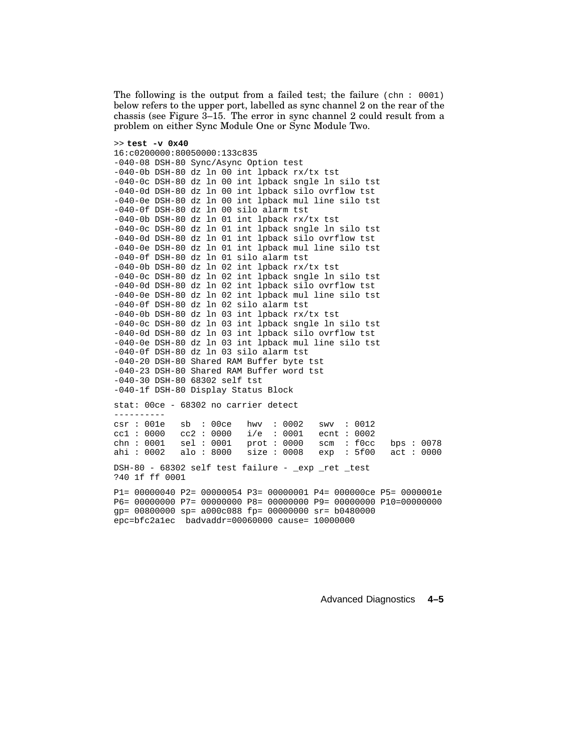The following is the output from a failed test; the failure (chn : 0001) below refers to the upper port, labelled as sync channel 2 on the rear of the chassis (see Figure 3–15. The error in sync channel 2 could result from a problem on either Sync Module One or Sync Module Two.

```
>> test -v 0x40
16:c0200000:80050000:133c835
-040-08 DSH-80 Sync/Async Option test
-040-0b DSH-80 dz ln 00 int lpback rx/tx tst
-040-0c DSH-80 dz ln 00 int lpback sngle ln silo tst
-040-0d DSH-80 dz ln 00 int lpback silo ovrflow tst
-040-0e DSH-80 dz ln 00 int lpback mul line silo tst
-040-0f DSH-80 dz ln 00 silo alarm tst
-040-0b DSH-80 dz ln 01 int lpback rx/tx tst
-040-0c DSH-80 dz ln 01 int lpback sngle ln silo tst
-040-0d DSH-80 dz ln 01 int lpback silo ovrflow tst
-040-0e DSH-80 dz ln 01 int lpback mul line silo tst
-040-0f DSH-80 dz ln 01 silo alarm tst
-040-0b DSH-80 dz ln 02 int lpback rx/tx tst
-040-0c DSH-80 dz ln 02 int lpback sngle ln silo tst
-040-0d DSH-80 dz ln 02 int lpback silo ovrflow tst
-040-0e DSH-80 dz ln 02 int lpback mul line silo tst
-040-0f DSH-80 dz ln 02 silo alarm tst
-040-0b DSH-80 dz ln 03 int lpback rx/tx tst
-040-0c DSH-80 dz ln 03 int lpback sngle ln silo tst
-040-0d DSH-80 dz ln 03 int lpback silo ovrflow tst
-040-0e DSH-80 dz ln 03 int lpback mul line silo tst
-040-0f DSH-80 dz ln 03 silo alarm tst
-040-20 DSH-80 Shared RAM Buffer byte tst
-040-23 DSH-80 Shared RAM Buffer word tst
-040-30 DSH-80 68302 self tst
-040-1f DSH-80 Display Status Block

stat: 00ce - 68302 no carrier detect
----------
csr : 001e   sb  : 00ce   hwv  : 0002   swv  : 0012
cc1 : 0000   cc2 : 0000   i/e  : 0001   ecnt : 0002
chn : 0001   sel : 0001   prot : 0000   scm  : f0cc   bps : 0078
ahi : 0002   alo : 8000   size : 0008   exp  : 5f00   act : 0000

DSH-80 - 68302 self test failure - _exp _ret _test
?40 1f ff 0001

P1= 00000040 P2= 00000054 P3= 00000001 P4= 000000ce P5= 0000001e
P6= 00000000 P7= 00000000 P8= 00000000 P9= 00000000 P10=00000000
gp= 00800000 sp= a000c088 fp= 00000000 sr= b0480000
epc=bfc2a1ec  badvaddr=00060000 cause= 10000000
```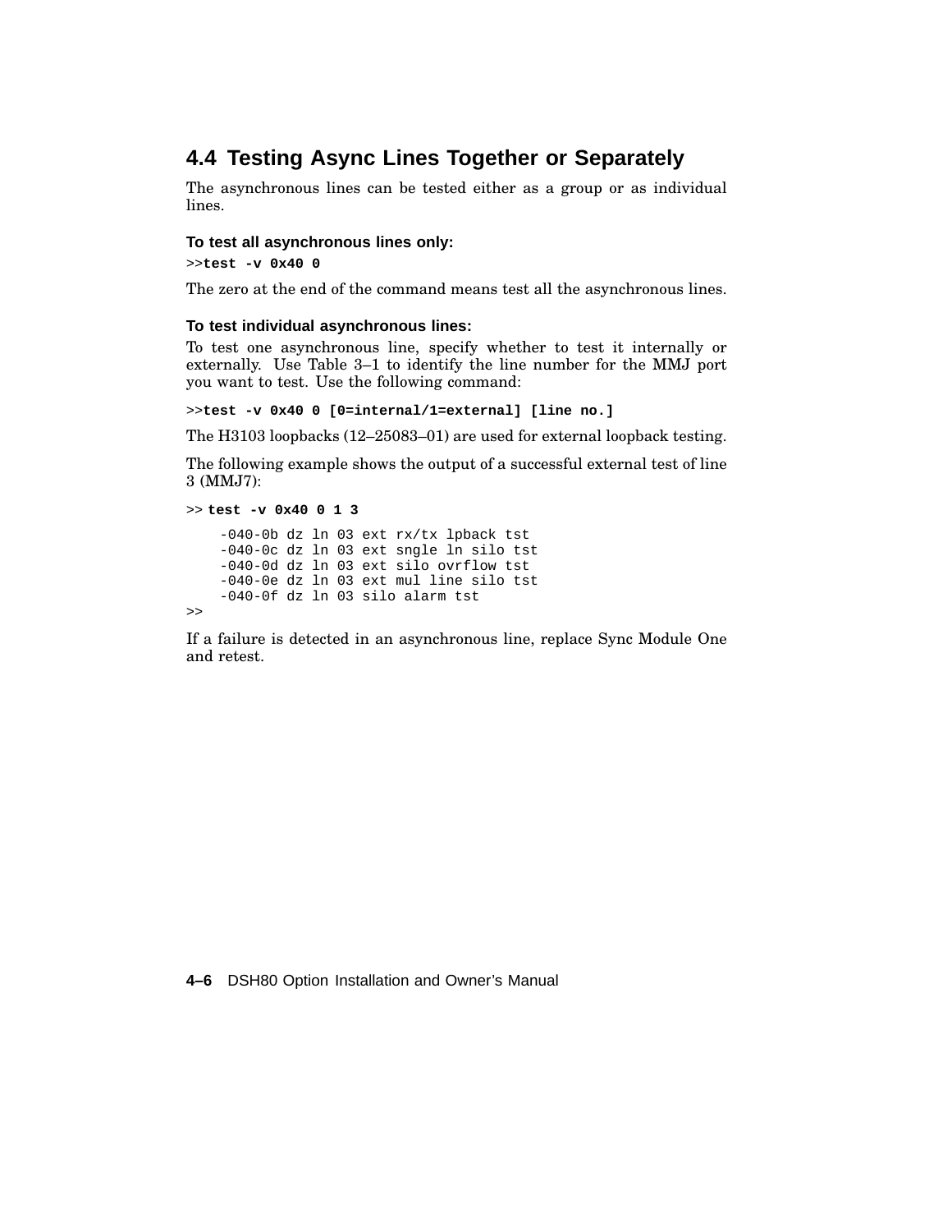## 4.4 Testing Async Lines Together or Separately

The asynchronous lines can be tested either as a group or as individual lines.

### To test all asynchronous lines only:

```
>>test -v 0x40 0
```

The zero at the end of the command means test all the asynchronous lines.

### To test individual asynchronous lines:

To test one asynchronous line, specify whether to test it internally or externally. Use Table 3–1 to identify the line number for the MMJ port you want to test. Use the following command:

```
>>test -v 0x40 0 [0=internal/1=external] [line no.]
```

The H3103 loopbacks (12–25083–01) are used for external loopback testing.

The following example shows the output of a successful external test of line 3 (MMJ7):

```
>> test -v 0x40 0 1 3
    -040-0b dz ln 03 ext rx/tx lpback tst
    -040-0c dz ln 03 ext sngle ln silo tst
    -040-0d dz ln 03 ext silo ovrflow tst
    -040-0e dz ln 03 ext mul line silo tst
    -040-0f dz ln 03 silo alarm tst
>>
```

If a failure is detected in an asynchronous line, replace Sync Module One and retest.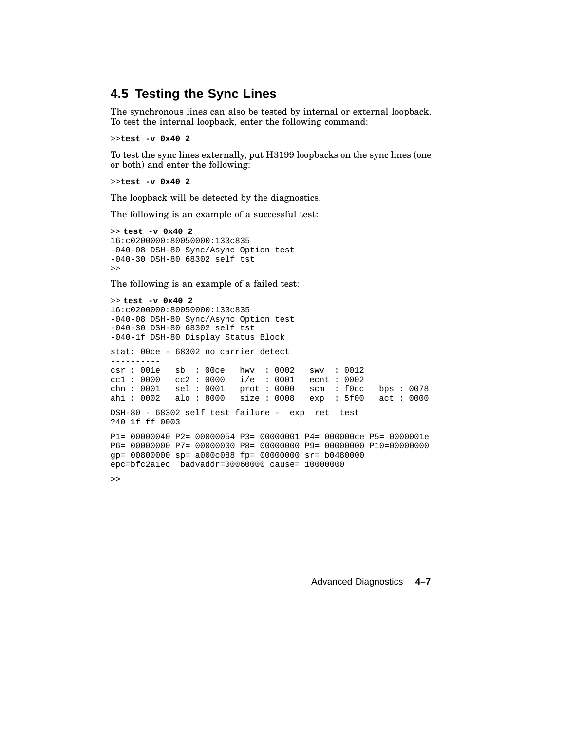## 4.5 Testing the Sync Lines

The synchronous lines can also be tested by internal or external loopback. To test the internal loopback, enter the following command:

```
>>test -v 0x40 2
```

To test the sync lines externally, put H3199 loopbacks on the sync lines (one or both) and enter the following:

```
>>test -v 0x40 2
```

The loopback will be detected by the diagnostics.

The following is an example of a successful test:

```
>> test -v 0x40 2
16:c0200000:80050000:133c835
-040-08 DSH-80 Sync/Async Option test
-040-30 DSH-80 68302 self tst
>>
```

The following is an example of a failed test:

```
>> test -v 0x40 2
16:c0200000:80050000:133c835
-040-08 DSH-80 Sync/Async Option test
-040-30 DSH-80 68302 self tst
-040-1f DSH-80 Display Status Block

stat: 00ce - 68302 no carrier detect
----------
csr : 001e   sb  : 00ce   hwv  : 0002   swv  : 0012
cc1 : 0000   cc2 : 0000   i/e  : 0001   ecnt : 0002
chn : 0001   sel : 0001   prot : 0000   scm  : f0cc   bps : 0078
ahi : 0002   alo : 8000   size : 0008   exp  : 5f00   act : 0000

DSH-80 - 68302 self test failure - _exp _ret _test
?40 1f ff 0003

P1= 00000040 P2= 00000054 P3= 00000001 P4= 000000ce P5= 0000001e
P6= 00000000 P7= 00000000 P8= 00000000 P9= 00000000 P10=00000000
gp= 00800000 sp= a000c088 fp= 00000000 sr= b0480000
epc=bfc2a1ec  badvaddr=00060000 cause= 10000000

>>
```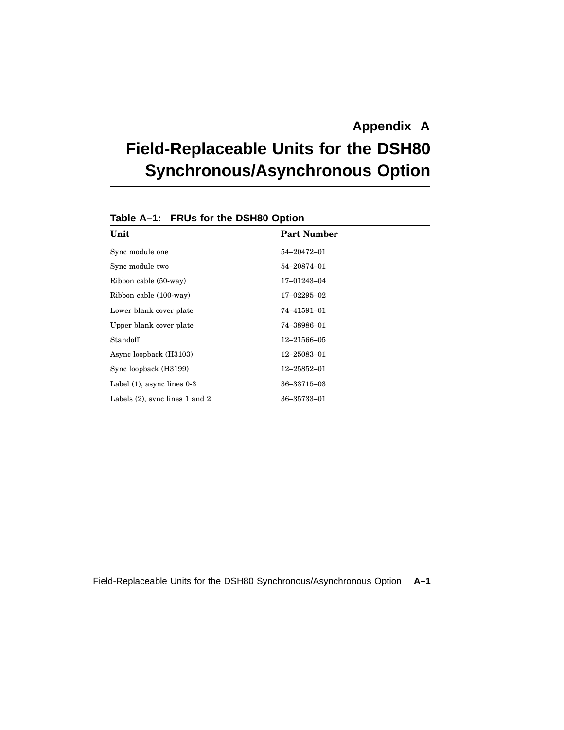# Appendix A
# Field-Replaceable Units for the DSH80 Synchronous/Asynchronous Option

**Table A–1: FRUs for the DSH80 Option**

| Unit | Part Number |
|---|---|
| Sync module one | 54–20472–01 |
| Sync module two | 54–20874–01 |
| Ribbon cable (50-way) | 17–01243–04 |
| Ribbon cable (100-way) | 17–02295–02 |
| Lower blank cover plate | 74–41591–01 |
| Upper blank cover plate | 74–38986–01 |
| Standoff | 12–21566–05 |
| Async loopback (H3103) | 12–25083–01 |
| Sync loopback (H3199) | 12–25852–01 |
| Label (1), async lines 0-3 | 36–33715–03 |
| Labels (2), sync lines 1 and 2 | 36–35733–01 |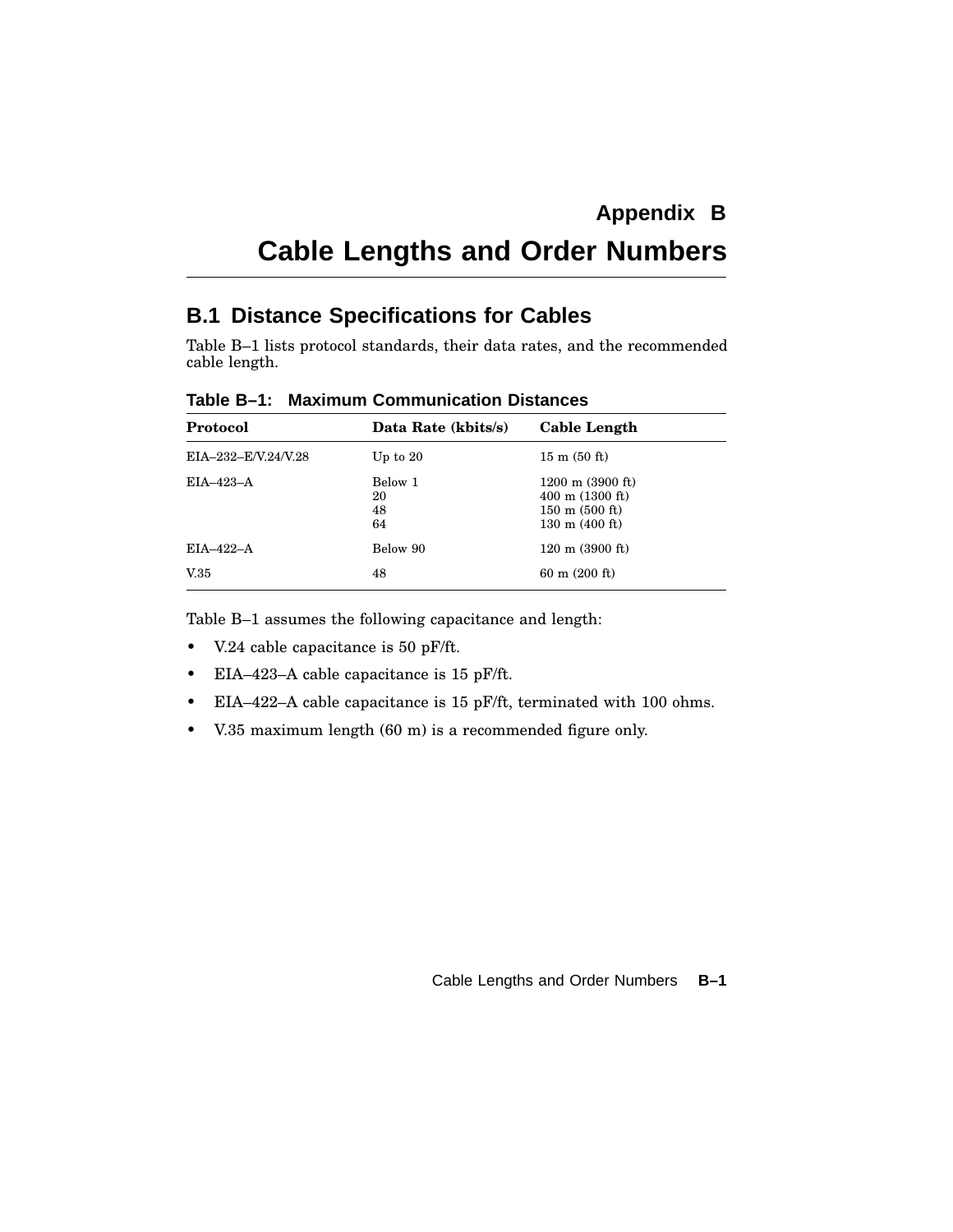# Appendix B

# Cable Lengths and Order Numbers

## B.1 Distance Specifications for Cables

Table B–1 lists protocol standards, their data rates, and the recommended cable length.

**Table B–1: Maximum Communication Distances**

| Protocol | Data Rate (kbits/s) | Cable Length |
|---|---|---|
| EIA–232–E/V.24/V.28 | Up to 20 | 15 m (50 ft) |
| EIA–423–A | Below 1 | 1200 m (3900 ft) |
| | 20 | 400 m (1300 ft) |
| | 48 | 150 m (500 ft) |
| | 64 | 130 m (400 ft) |
| EIA–422–A | Below 90 | 120 m (3900 ft) |
| V.35 | 48 | 60 m (200 ft) |

Table B–1 assumes the following capacitance and length:

- V.24 cable capacitance is 50 pF/ft.
- EIA–423–A cable capacitance is 15 pF/ft.
- EIA–422–A cable capacitance is 15 pF/ft, terminated with 100 ohms.
- V.35 maximum length (60 m) is a recommended figure only.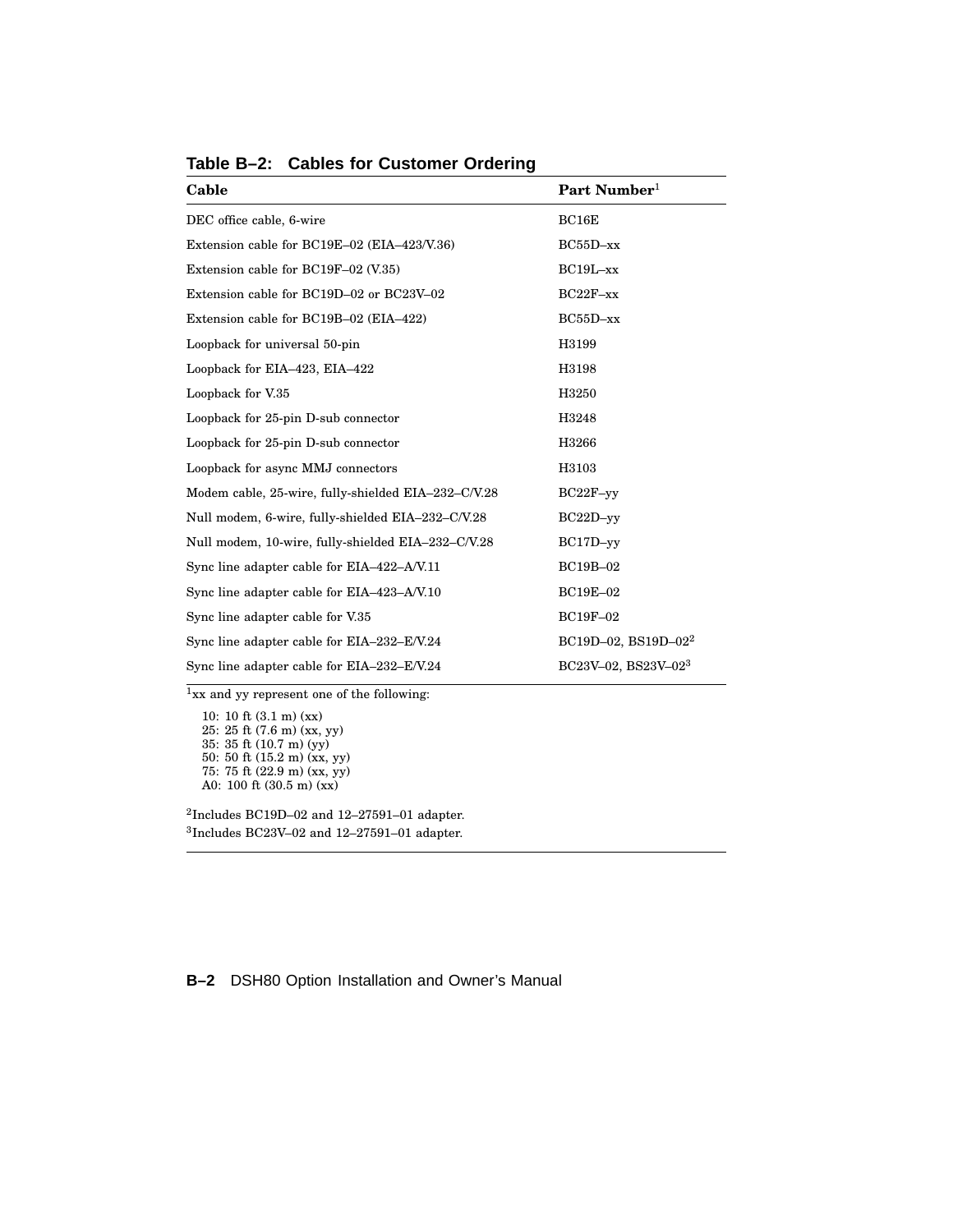**Table B–2: Cables for Customer Ordering**

| Cable | Part Number[1] |
|---|---|
| DEC office cable, 6-wire | BC16E |
| Extension cable for BC19E–02 (EIA–423/V.36) | BC55D–xx |
| Extension cable for BC19F–02 (V.35) | BC19L–xx |
| Extension cable for BC19D–02 or BC23V–02 | BC22F–xx |
| Extension cable for BC19B–02 (EIA–422) | BC55D–xx |
| Loopback for universal 50-pin | H3199 |
| Loopback for EIA–423, EIA–422 | H3198 |
| Loopback for V.35 | H3250 |
| Loopback for 25-pin D-sub connector | H3248 |
| Loopback for 25-pin D-sub connector | H3266 |
| Loopback for async MMJ connectors | H3103 |
| Modem cable, 25-wire, fully-shielded EIA–232–C/V.28 | BC22F–yy |
| Null modem, 6-wire, fully-shielded EIA–232–C/V.28 | BC22D–yy |
| Null modem, 10-wire, fully-shielded EIA–232–C/V.28 | BC17D–yy |
| Sync line adapter cable for EIA–422–A/V.11 | BC19B–02 |
| Sync line adapter cable for EIA–423–A/V.10 | BC19E–02 |
| Sync line adapter cable for V.35 | BC19F–02 |
| Sync line adapter cable for EIA–232–E/V.24 | BC19D–02, BS19D–02[2] |
| Sync line adapter cable for EIA–232–E/V.24 | BC23V–02, BS23V–02[3] |

[1]xx and yy represent one of the following:

10: 10 ft (3.1 m) (xx)
25: 25 ft (7.6 m) (xx, yy)
35: 35 ft (10.7 m) (yy)
50: 50 ft (15.2 m) (xx, yy)
75: 75 ft (22.9 m) (xx, yy)
A0: 100 ft (30.5 m) (xx)

[2]Includes BC19D–02 and 12–27591–01 adapter.
[3]Includes BC23V–02 and 12–27591–01 adapter.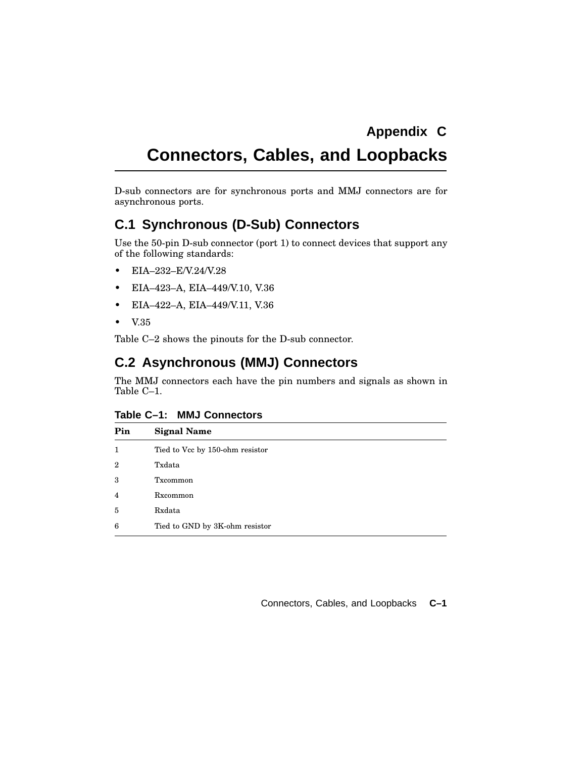# Appendix C

# Connectors, Cables, and Loopbacks

D-sub connectors are for synchronous ports and MMJ connectors are for asynchronous ports.

## C.1 Synchronous (D-Sub) Connectors

Use the 50-pin D-sub connector (port 1) to connect devices that support any of the following standards:

- EIA–232–E/V.24/V.28
- EIA–423–A, EIA–449/V.10, V.36
- EIA–422–A, EIA–449/V.11, V.36
- V.35

Table C–2 shows the pinouts for the D-sub connector.

## C.2 Asynchronous (MMJ) Connectors

The MMJ connectors each have the pin numbers and signals as shown in Table C–1.

**Table C–1: MMJ Connectors**

| Pin | Signal Name |
|---|---|
| 1 | Tied to Vcc by 150-ohm resistor |
| 2 | Txdata |
| 3 | Txcommon |
| 4 | Rxcommon |
| 5 | Rxdata |
| 6 | Tied to GND by 3K-ohm resistor |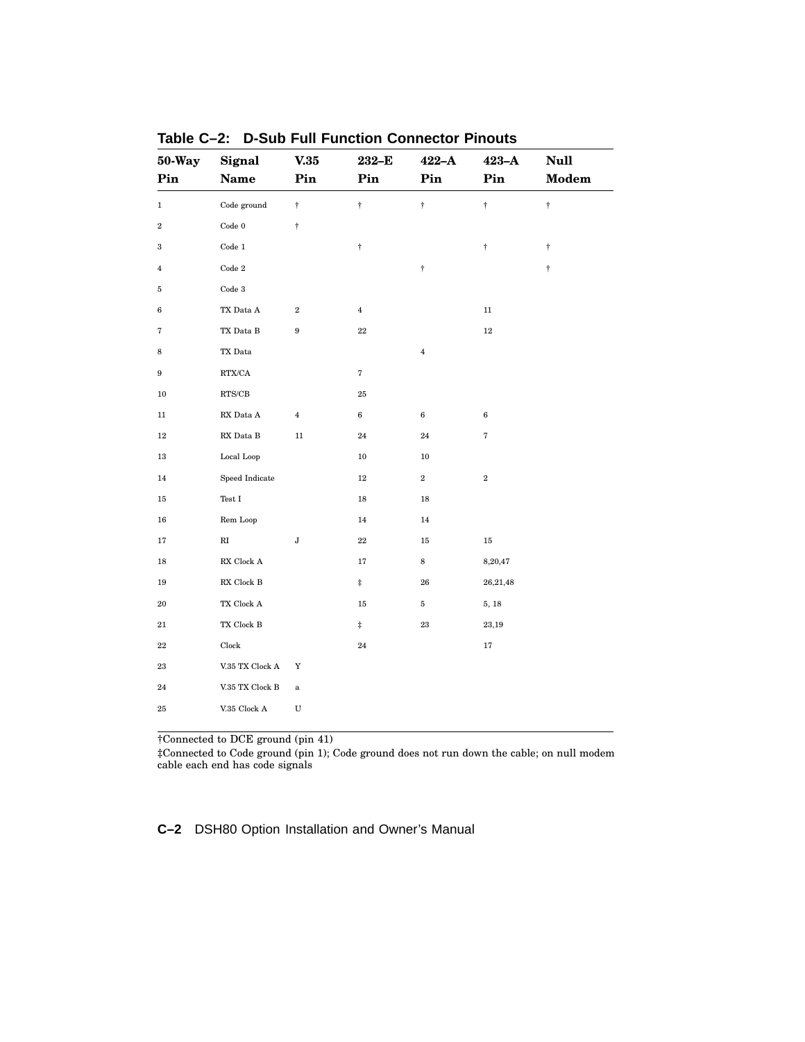**Table C–2: D-Sub Full Function Connector Pinouts**

| 50-Way Pin | Signal Name | V.35 Pin | 232–E Pin | 422–A Pin | 423–A Pin | Null Modem |
|---|---|---|---|---|---|---|
| 1 | Code ground | † | † | † | † | † |
| 2 | Code 0 | † | | | | |
| 3 | Code 1 | | † | | † | † |
| 4 | Code 2 | | | † | | † |
| 5 | Code 3 | | | | | |
| 6 | TX Data A | 2 | 4 | | 11 | |
| 7 | TX Data B | 9 | 22 | | 12 | |
| 8 | TX Data | | | 4 | | |
| 9 | RTX/CA | | 7 | | | |
| 10 | RTS/CB | | 25 | | | |
| 11 | RX Data A | 4 | 6 | 6 | 6 | |
| 12 | RX Data B | 11 | 24 | 24 | 7 | |
| 13 | Local Loop | | 10 | 10 | | |
| 14 | Speed Indicate | | 12 | 2 | 2 | |
| 15 | Test I | | 18 | 18 | | |
| 16 | Rem Loop | | 14 | 14 | | |
| 17 | RI | J | 22 | 15 | 15 | |
| 18 | RX Clock A | | 17 | 8 | 8,20,47 | |
| 19 | RX Clock B | | ‡ | 26 | 26,21,48 | |
| 20 | TX Clock A | | 15 | 5 | 5, 18 | |
| 21 | TX Clock B | | ‡ | 23 | 23,19 | |
| 22 | Clock | | 24 | | 17 | |
| 23 | V.35 TX Clock A | Y | | | | |
| 24 | V.35 TX Clock B | a | | | | |
| 25 | V.35 Clock A | U | | | | |

†Connected to DCE ground (pin 41)

‡Connected to Code ground (pin 1); Code ground does not run down the cable; on null modem cable each end has code signals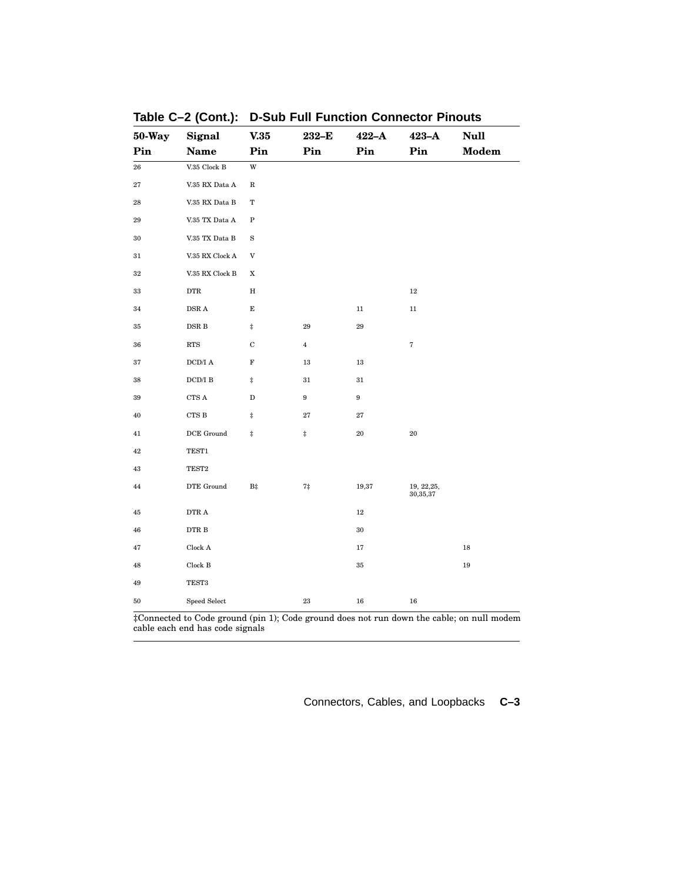## Table C–2 (Cont.): D-Sub Full Function Connector Pinouts

| 50-Way Pin | Signal Name | V.35 Pin | 232–E Pin | 422–A Pin | 423–A Pin | Null Modem |
|---|---|---|---|---|---|---|
| 26 | V.35 Clock B | W | | | | |
| 27 | V.35 RX Data A | R | | | | |
| 28 | V.35 RX Data B | T | | | | |
| 29 | V.35 TX Data A | P | | | | |
| 30 | V.35 TX Data B | S | | | | |
| 31 | V.35 RX Clock A | V | | | | |
| 32 | V.35 RX Clock B | X | | | | |
| 33 | DTR | H | | | 12 | |
| 34 | DSR A | E | | 11 | 11 | |
| 35 | DSR B | ‡ | 29 | 29 | | |
| 36 | RTS | C | 4 | | 7 | |
| 37 | DCD/I A | F | 13 | 13 | | |
| 38 | DCD/I B | ‡ | 31 | 31 | | |
| 39 | CTS A | D | 9 | 9 | | |
| 40 | CTS B | ‡ | 27 | 27 | | |
| 41 | DCE Ground | ‡ | ‡ | 20 | 20 | |
| 42 | TEST1 | | | | | |
| 43 | TEST2 | | | | | |
| 44 | DTE Ground | B‡ | 7‡ | 19,37 | 19, 22,25, 30,35,37 | |
| 45 | DTR A | | | 12 | | |
| 46 | DTR B | | | 30 | | |
| 47 | Clock A | | | 17 | | 18 |
| 48 | Clock B | | | 35 | | 19 |
| 49 | TEST3 | | | | | |
| 50 | Speed Select | | 23 | 16 | 16 | |

‡Connected to Code ground (pin 1); Code ground does not run down the cable; on null modem cable each end has code signals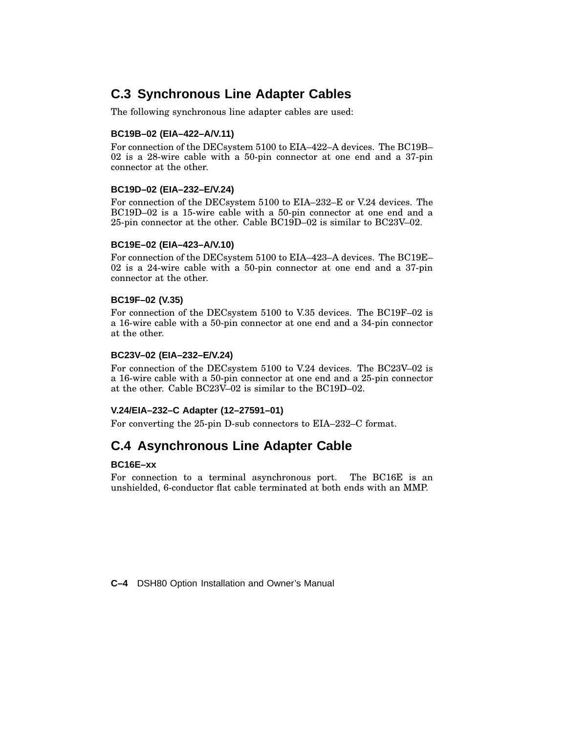## C.3 Synchronous Line Adapter Cables

The following synchronous line adapter cables are used:

### BC19B–02 (EIA–422–A/V.11)

For connection of the DECsystem 5100 to EIA–422–A devices. The BC19B–02 is a 28-wire cable with a 50-pin connector at one end and a 37-pin connector at the other.

### BC19D–02 (EIA–232–E/V.24)

For connection of the DECsystem 5100 to EIA–232–E or V.24 devices. The BC19D–02 is a 15-wire cable with a 50-pin connector at one end and a 25-pin connector at the other. Cable BC19D–02 is similar to BC23V–02.

### BC19E–02 (EIA–423–A/V.10)

For connection of the DECsystem 5100 to EIA–423–A devices. The BC19E–02 is a 24-wire cable with a 50-pin connector at one end and a 37-pin connector at the other.

### BC19F–02 (V.35)

For connection of the DECsystem 5100 to V.35 devices. The BC19F–02 is a 16-wire cable with a 50-pin connector at one end and a 34-pin connector at the other.

### BC23V–02 (EIA–232–E/V.24)

For connection of the DECsystem 5100 to V.24 devices. The BC23V–02 is a 16-wire cable with a 50-pin connector at one end and a 25-pin connector at the other. Cable BC23V–02 is similar to the BC19D–02.

### V.24/EIA–232–C Adapter (12–27591–01)

For converting the 25-pin D-sub connectors to EIA–232–C format.

## C.4 Asynchronous Line Adapter Cable

### BC16E–xx

For connection to a terminal asynchronous port. The BC16E is an unshielded, 6-conductor flat cable terminated at both ends with an MMP.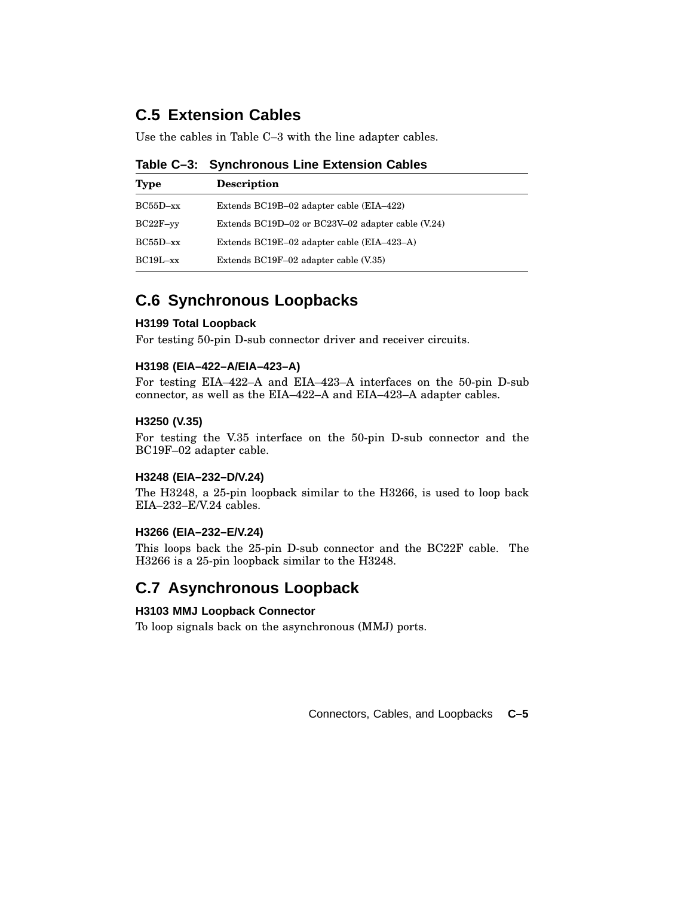## C.5 Extension Cables

Use the cables in Table C–3 with the line adapter cables.

**Table C–3: Synchronous Line Extension Cables**

| Type | Description |
|---|---|
| BC55D–xx | Extends BC19B–02 adapter cable (EIA–422) |
| BC22F–yy | Extends BC19D–02 or BC23V–02 adapter cable (V.24) |
| BC55D–xx | Extends BC19E–02 adapter cable (EIA–423–A) |
| BC19L–xx | Extends BC19F–02 adapter cable (V.35) |

## C.6 Synchronous Loopbacks

#### H3199 Total Loopback

For testing 50-pin D-sub connector driver and receiver circuits.

#### H3198 (EIA–422–A/EIA–423–A)

For testing EIA–422–A and EIA–423–A interfaces on the 50-pin D-sub connector, as well as the EIA–422–A and EIA–423–A adapter cables.

#### H3250 (V.35)

For testing the V.35 interface on the 50-pin D-sub connector and the BC19F–02 adapter cable.

#### H3248 (EIA–232–D/V.24)

The H3248, a 25-pin loopback similar to the H3266, is used to loop back EIA–232–E/V.24 cables.

#### H3266 (EIA–232–E/V.24)

This loops back the 25-pin D-sub connector and the BC22F cable. The H3266 is a 25-pin loopback similar to the H3248.

## C.7 Asynchronous Loopback

#### H3103 MMJ Loopback Connector

To loop signals back on the asynchronous (MMJ) ports.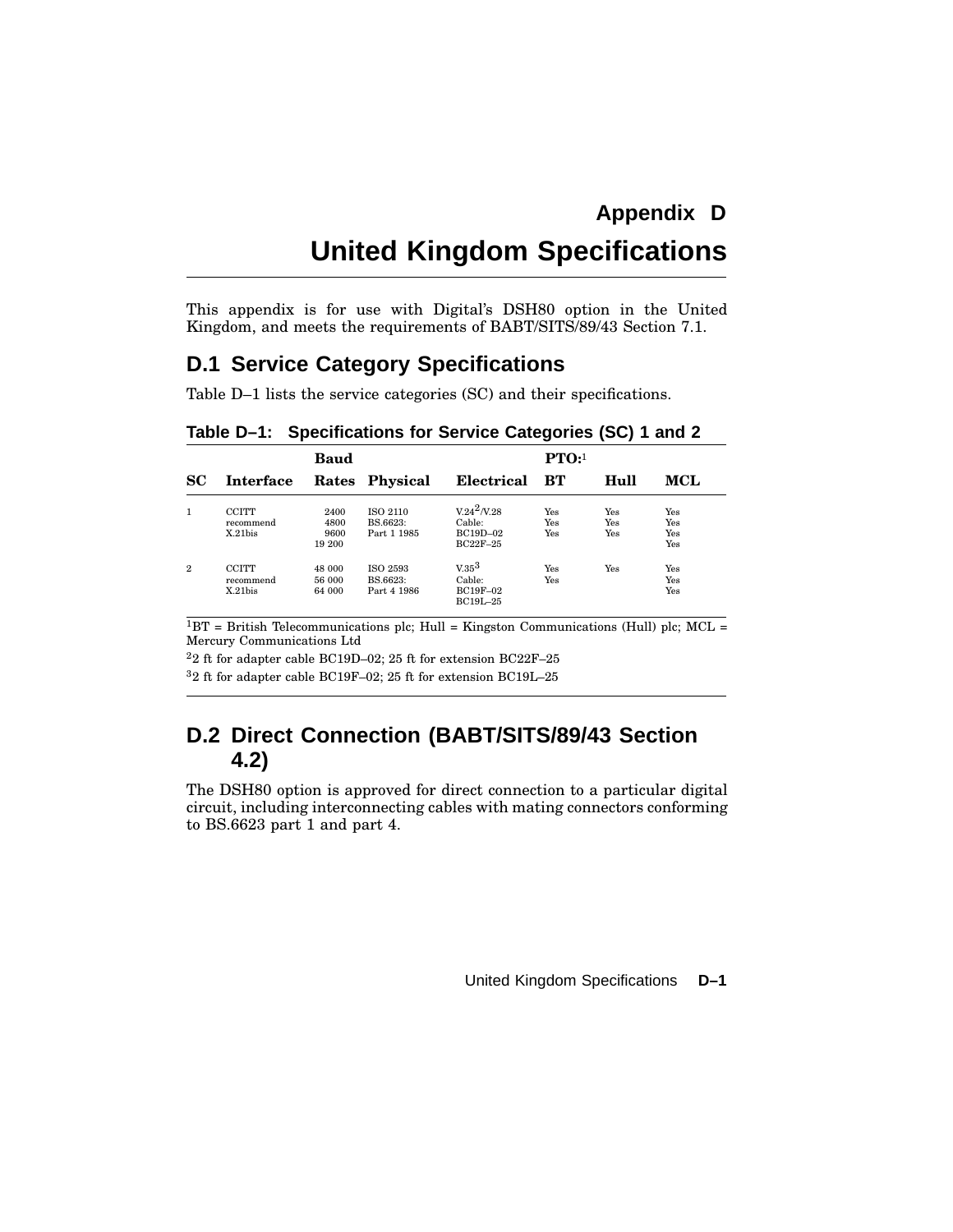# Appendix D
# United Kingdom Specifications

This appendix is for use with Digital's DSH80 option in the United Kingdom, and meets the requirements of BABT/SITS/89/43 Section 7.1.

## D.1 Service Category Specifications

Table D–1 lists the service categories (SC) and their specifications.

**Table D–1: Specifications for Service Categories (SC) 1 and 2**

| SC | Interface | Baud Rates | Physical | Electrical | PTO:[1] BT | Hull | MCL |
|---|---|---|---|---|---|---|---|
| 1 | CCITT recommend X.21bis | 2400<br>4800<br>9600<br>19 200 | ISO 2110 BS.6623: Part 1 1985 | V.24[2]/V.28<br>Cable:<br>BC19D–02<br>BC22F–25 | Yes<br>Yes<br>Yes | Yes<br>Yes<br>Yes | Yes<br>Yes<br>Yes<br>Yes |
| 2 | CCITT recommend X.21bis | 48 000<br>56 000<br>64 000 | ISO 2593 BS.6623: Part 4 1986 | V.35[3]<br>Cable:<br>BC19F–02<br>BC19L–25 | Yes<br>Yes | Yes | Yes<br>Yes<br>Yes |

[1]BT = British Telecommunications plc; Hull = Kingston Communications (Hull) plc; MCL = Mercury Communications Ltd

[2]2 ft for adapter cable BC19D–02; 25 ft for extension BC22F–25

[3]2 ft for adapter cable BC19F–02; 25 ft for extension BC19L–25

## D.2 Direct Connection (BABT/SITS/89/43 Section 4.2)

The DSH80 option is approved for direct connection to a particular digital circuit, including interconnecting cables with mating connectors conforming to BS.6623 part 1 and part 4.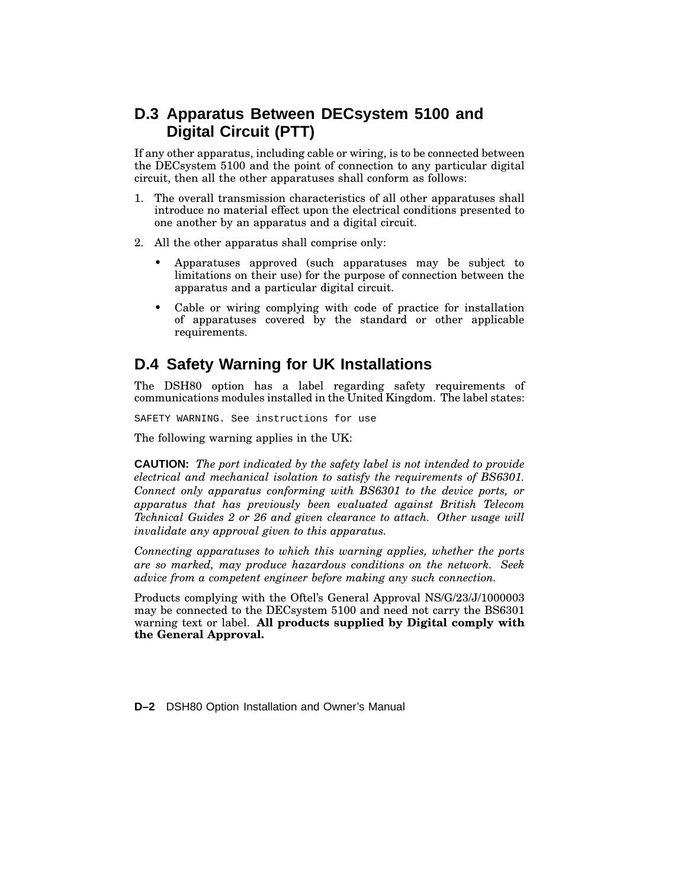## D.3 Apparatus Between DECsystem 5100 and Digital Circuit (PTT)

If any other apparatus, including cable or wiring, is to be connected between the DECsystem 5100 and the point of connection to any particular digital circuit, then all the other apparatuses shall conform as follows:

1. The overall transmission characteristics of all other apparatuses shall introduce no material effect upon the electrical conditions presented to one another by an apparatus and a digital circuit.
2. All the other apparatus shall comprise only:
   - Apparatuses approved (such apparatuses may be subject to limitations on their use) for the purpose of connection between the apparatus and a particular digital circuit.
   - Cable or wiring complying with code of practice for installation of apparatuses covered by the standard or other applicable requirements.

## D.4 Safety Warning for UK Installations

The DSH80 option has a label regarding safety requirements of communications modules installed in the United Kingdom. The label states:

```
SAFETY WARNING. See instructions for use
```

The following warning applies in the UK:

**CAUTION:** *The port indicated by the safety label is not intended to provide electrical and mechanical isolation to satisfy the requirements of BS6301. Connect only apparatus conforming with BS6301 to the device ports, or apparatus that has previously been evaluated against British Telecom Technical Guides 2 or 26 and given clearance to attach. Other usage will invalidate any approval given to this apparatus.*

*Connecting apparatuses to which this warning applies, whether the ports are so marked, may produce hazardous conditions on the network. Seek advice from a competent engineer before making any such connection.*

Products complying with the Oftel's General Approval NS/G/23/J/1000003 may be connected to the DECsystem 5100 and need not carry the BS6301 warning text or label. **All products supplied by Digital comply with the General Approval.**